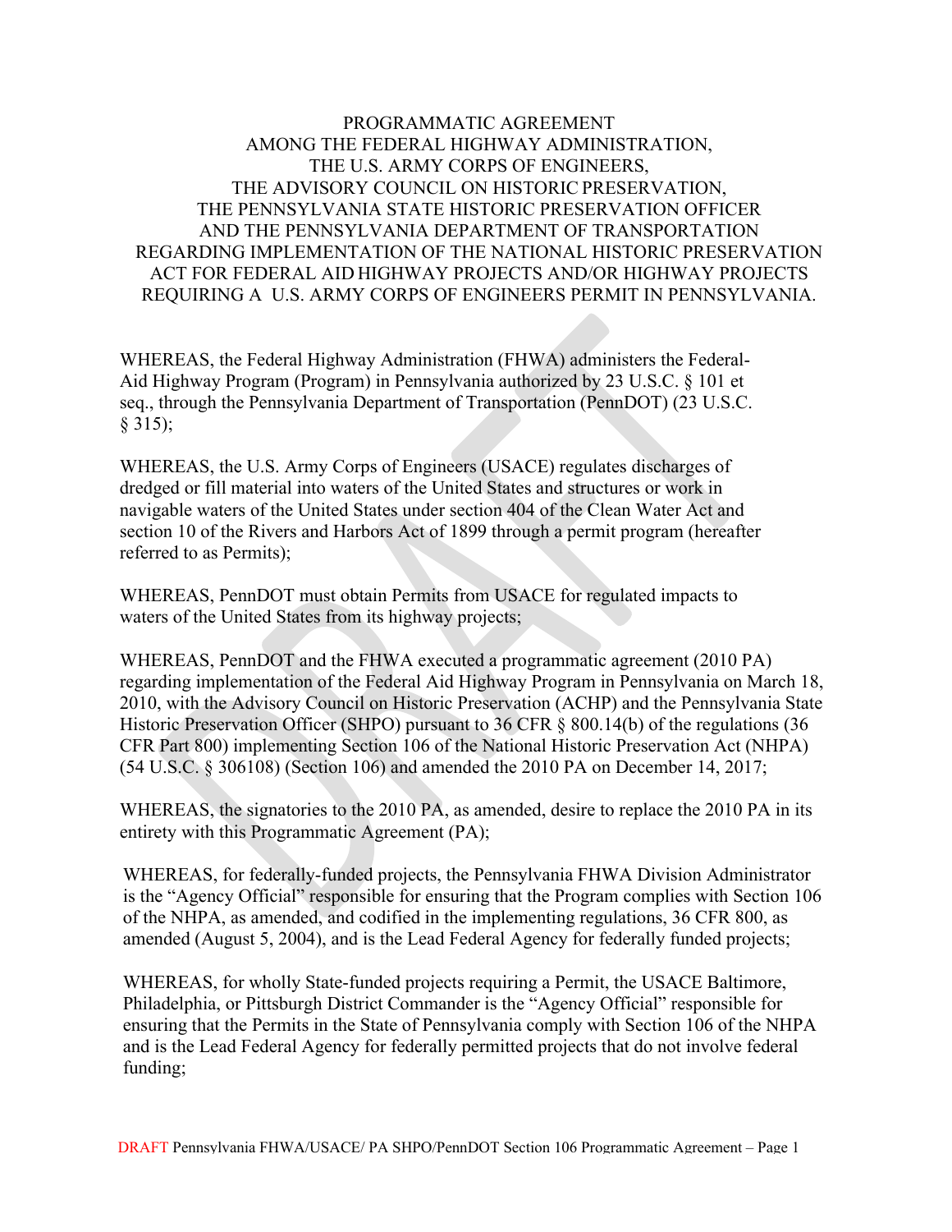# PROGRAMMATIC AGREEMENT AMONG THE FEDERAL HIGHWAY ADMINISTRATION, THE U.S. ARMY CORPS OF ENGINEERS, THE ADVISORY COUNCIL ON HISTORIC PRESERVATION, THE PENNSYLVANIA STATE HISTORIC PRESERVATION OFFICER AND THE PENNSYLVANIA DEPARTMENT OF TRANSPORTATION REGARDING IMPLEMENTATION OF THE NATIONAL HISTORIC PRESERVATION ACT FOR FEDERAL AID HIGHWAY PROJECTS AND/OR HIGHWAY PROJECTS REQUIRING A U.S. ARMY CORPS OF ENGINEERS PERMIT IN PENNSYLVANIA.

WHEREAS, the Federal Highway Administration (FHWA) administers the Federal-Aid Highway Program (Program) in Pennsylvania authorized by 23 U.S.C. § 101 et seq., through the Pennsylvania Department of Transportation (PennDOT) (23 U.S.C. § 315);

WHEREAS, the U.S. Army Corps of Engineers (USACE) regulates discharges of dredged or fill material into waters of the United States and structures or work in navigable waters of the United States under section 404 of the Clean Water Act and section 10 of the Rivers and Harbors Act of 1899 through a permit program (hereafter referred to as Permits);

WHEREAS, PennDOT must obtain Permits from USACE for regulated impacts to waters of the United States from its highway projects;

WHEREAS, PennDOT and the FHWA executed a programmatic agreement (2010 PA) regarding implementation of the Federal Aid Highway Program in Pennsylvania on March 18, 2010, with the Advisory Council on Historic Preservation (ACHP) and the Pennsylvania State Historic Preservation Officer (SHPO) pursuant to 36 CFR § 800.14(b) of the regulations (36 CFR Part 800) implementing Section 106 of the National Historic Preservation Act (NHPA) (54 U.S.C. § 306108) (Section 106) and amended the 2010 PA on December 14, 2017;

WHEREAS, the signatories to the 2010 PA, as amended, desire to replace the 2010 PA in its entirety with this Programmatic Agreement (PA);

WHEREAS, for federally-funded projects, the Pennsylvania FHWA Division Administrator is the "Agency Official" responsible for ensuring that the Program complies with Section 106 of the NHPA, as amended, and codified in the implementing regulations, 36 CFR 800, as amended (August 5, 2004), and is the Lead Federal Agency for federally funded projects;

WHEREAS, for wholly State-funded projects requiring a Permit, the USACE Baltimore, Philadelphia, or Pittsburgh District Commander is the "Agency Official" responsible for ensuring that the Permits in the State of Pennsylvania comply with Section 106 of the NHPA and is the Lead Federal Agency for federally permitted projects that do not involve federal funding;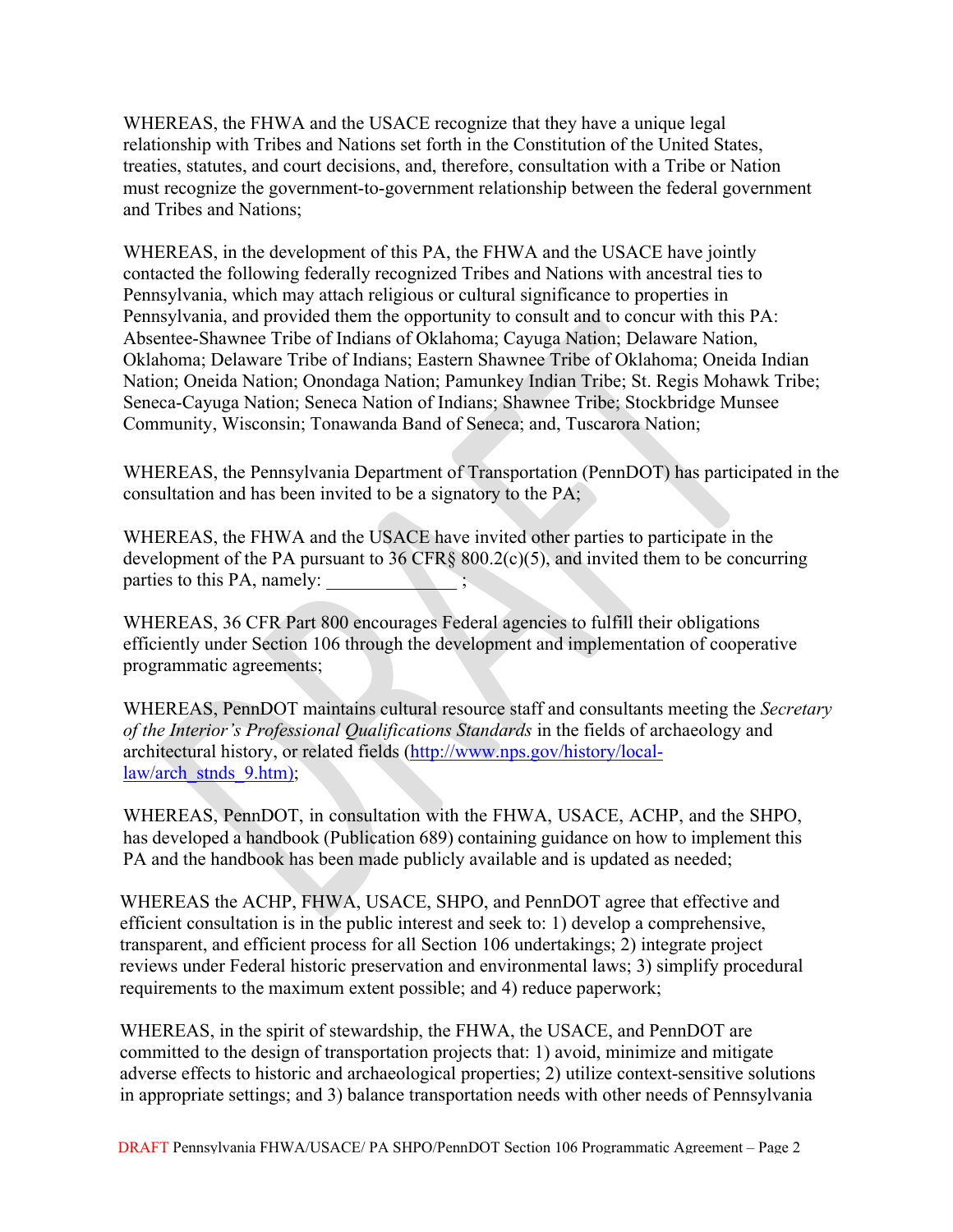WHEREAS, the FHWA and the USACE recognize that they have a unique legal relationship with Tribes and Nations set forth in the Constitution of the United States, treaties, statutes, and court decisions, and, therefore, consultation with a Tribe or Nation must recognize the government-to-government relationship between the federal government and Tribes and Nations;

WHEREAS, in the development of this PA, the FHWA and the USACE have jointly contacted the following federally recognized Tribes and Nations with ancestral ties to Pennsylvania, which may attach religious or cultural significance to properties in Pennsylvania, and provided them the opportunity to consult and to concur with this PA: Absentee-Shawnee Tribe of Indians of Oklahoma; Cayuga Nation; Delaware Nation, Oklahoma; Delaware Tribe of Indians; Eastern Shawnee Tribe of Oklahoma; Oneida Indian Nation; Oneida Nation; Onondaga Nation; Pamunkey Indian Tribe; St. Regis Mohawk Tribe; Seneca-Cayuga Nation; Seneca Nation of Indians; Shawnee Tribe; Stockbridge Munsee Community, Wisconsin; Tonawanda Band of Seneca; and, Tuscarora Nation;

WHEREAS, the Pennsylvania Department of Transportation (PennDOT) has participated in the consultation and has been invited to be a signatory to the PA;

WHEREAS, the FHWA and the USACE have invited other parties to participate in the development of the PA pursuant to 36 CFR§ 800.2(c)(5), and invited them to be concurring parties to this PA, namely: _____________ ;

WHEREAS, 36 CFR Part 800 encourages Federal agencies to fulfill their obligations efficiently under Section 106 through the development and implementation of cooperative programmatic agreements;

WHEREAS, PennDOT maintains cultural resource staff and consultants meeting the *Secretary of the Interior's Professional Qualifications Standards* in the fields of archaeology and architectural history, or related fields (http://www.nps.gov/history/local-law/arch_stnds_9.htm);

WHEREAS, PennDOT, in consultation with the FHWA, USACE, ACHP, and the SHPO, has developed a handbook (Publication 689) containing guidance on how to implement this PA and the handbook has been made publicly available and is updated as needed;

WHEREAS the ACHP, FHWA, USACE, SHPO, and PennDOT agree that effective and efficient consultation is in the public interest and seek to: 1) develop a comprehensive, transparent, and efficient process for all Section 106 undertakings; 2) integrate project reviews under Federal historic preservation and environmental laws; 3) simplify procedural requirements to the maximum extent possible; and 4) reduce paperwork;

WHEREAS, in the spirit of stewardship, the FHWA, the USACE, and PennDOT are committed to the design of transportation projects that: 1) avoid, minimize and mitigate adverse effects to historic and archaeological properties; 2) utilize context-sensitive solutions in appropriate settings; and 3) balance transportation needs with other needs of Pennsylvania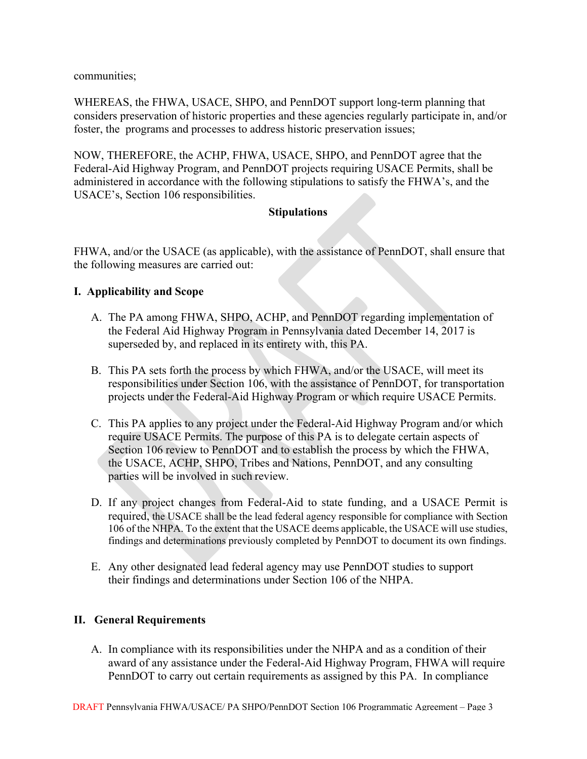communities;

WHEREAS, the FHWA, USACE, SHPO, and PennDOT support long-term planning that considers preservation of historic properties and these agencies regularly participate in, and/or foster, the programs and processes to address historic preservation issues;

NOW, THEREFORE, the ACHP, FHWA, USACE, SHPO, and PennDOT agree that the Federal-Aid Highway Program, and PennDOT projects requiring USACE Permits, shall be administered in accordance with the following stipulations to satisfy the FHWA's, and the USACE's, Section 106 responsibilities.

## Stipulations

FHWA, and/or the USACE (as applicable), with the assistance of PennDOT, shall ensure that the following measures are carried out:

### I. Applicability and Scope

A. The PA among FHWA, SHPO, ACHP, and PennDOT regarding implementation of the Federal Aid Highway Program in Pennsylvania dated December 14, 2017 is superseded by, and replaced in its entirety with, this PA.

B. This PA sets forth the process by which FHWA, and/or the USACE, will meet its responsibilities under Section 106, with the assistance of PennDOT, for transportation projects under the Federal-Aid Highway Program or which require USACE Permits.

C. This PA applies to any project under the Federal-Aid Highway Program and/or which require USACE Permits. The purpose of this PA is to delegate certain aspects of Section 106 review to PennDOT and to establish the process by which the FHWA, the USACE, ACHP, SHPO, Tribes and Nations, PennDOT, and any consulting parties will be involved in such review.

D. If any project changes from Federal-Aid to state funding, and a USACE Permit is required, the USACE shall be the lead federal agency responsible for compliance with Section 106 of the NHPA. To the extent that the USACE deems applicable, the USACE will use studies, findings and determinations previously completed by PennDOT to document its own findings.

E. Any other designated lead federal agency may use PennDOT studies to support their findings and determinations under Section 106 of the NHPA.

### II. General Requirements

A. In compliance with its responsibilities under the NHPA and as a condition of their award of any assistance under the Federal-Aid Highway Program, FHWA will require PennDOT to carry out certain requirements as assigned by this PA. In compliance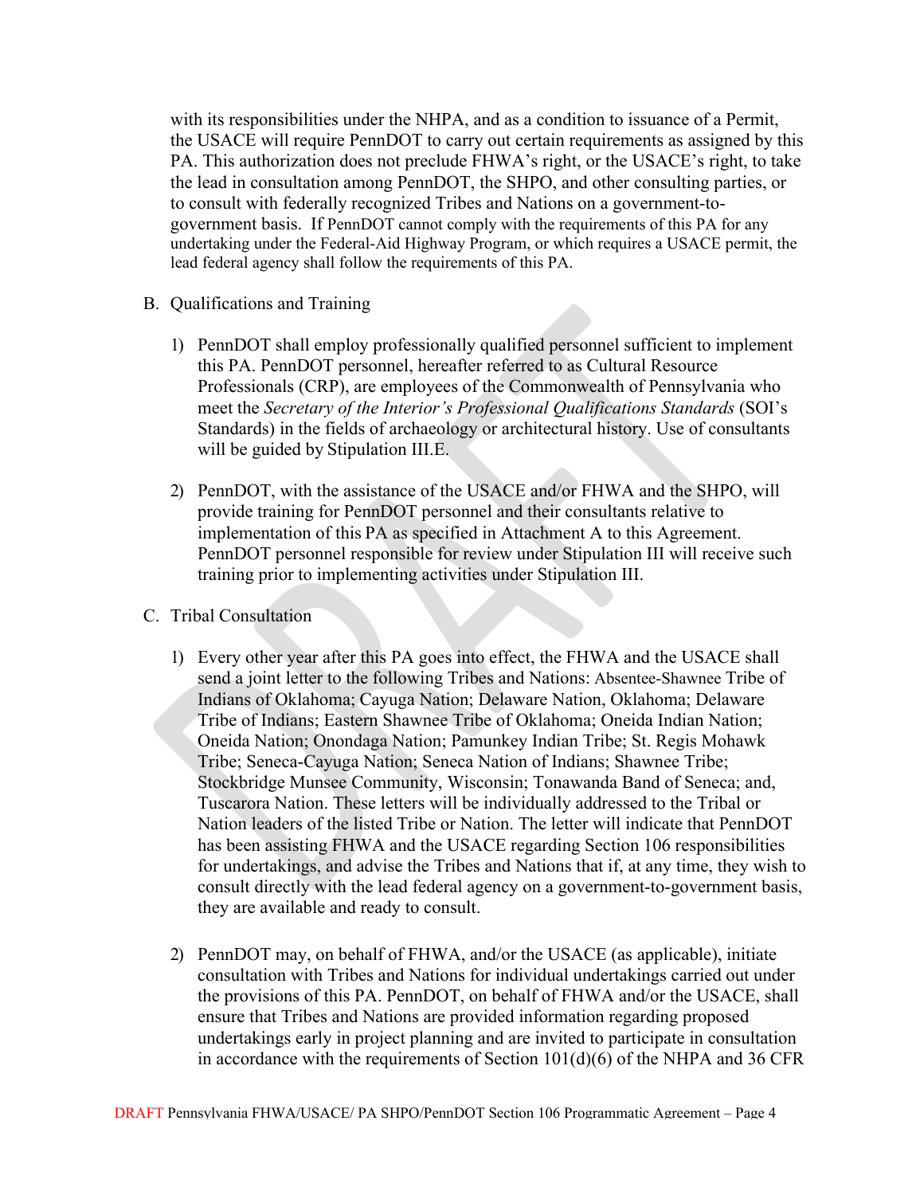with its responsibilities under the NHPA, and as a condition to issuance of a Permit, the USACE will require PennDOT to carry out certain requirements as assigned by this PA. This authorization does not preclude FHWA's right, or the USACE's right, to take the lead in consultation among PennDOT, the SHPO, and other consulting parties, or to consult with federally recognized Tribes and Nations on a government-to-government basis. If PennDOT cannot comply with the requirements of this PA for any undertaking under the Federal-Aid Highway Program, or which requires a USACE permit, the lead federal agency shall follow the requirements of this PA.

B. Qualifications and Training

1) PennDOT shall employ professionally qualified personnel sufficient to implement this PA. PennDOT personnel, hereafter referred to as Cultural Resource Professionals (CRP), are employees of the Commonwealth of Pennsylvania who meet the *Secretary of the Interior's Professional Qualifications Standards* (SOI's Standards) in the fields of archaeology or architectural history. Use of consultants will be guided by Stipulation III.E.

2) PennDOT, with the assistance of the USACE and/or FHWA and the SHPO, will provide training for PennDOT personnel and their consultants relative to implementation of this PA as specified in Attachment A to this Agreement. PennDOT personnel responsible for review under Stipulation III will receive such training prior to implementing activities under Stipulation III.

C. Tribal Consultation

1) Every other year after this PA goes into effect, the FHWA and the USACE shall send a joint letter to the following Tribes and Nations: Absentee-Shawnee Tribe of Indians of Oklahoma; Cayuga Nation; Delaware Nation, Oklahoma; Delaware Tribe of Indians; Eastern Shawnee Tribe of Oklahoma; Oneida Indian Nation; Oneida Nation; Onondaga Nation; Pamunkey Indian Tribe; St. Regis Mohawk Tribe; Seneca-Cayuga Nation; Seneca Nation of Indians; Shawnee Tribe; Stockbridge Munsee Community, Wisconsin; Tonawanda Band of Seneca; and, Tuscarora Nation. These letters will be individually addressed to the Tribal or Nation leaders of the listed Tribe or Nation. The letter will indicate that PennDOT has been assisting FHWA and the USACE regarding Section 106 responsibilities for undertakings, and advise the Tribes and Nations that if, at any time, they wish to consult directly with the lead federal agency on a government-to-government basis, they are available and ready to consult.

2) PennDOT may, on behalf of FHWA, and/or the USACE (as applicable), initiate consultation with Tribes and Nations for individual undertakings carried out under the provisions of this PA. PennDOT, on behalf of FHWA and/or the USACE, shall ensure that Tribes and Nations are provided information regarding proposed undertakings early in project planning and are invited to participate in consultation in accordance with the requirements of Section 101(d)(6) of the NHPA and 36 CFR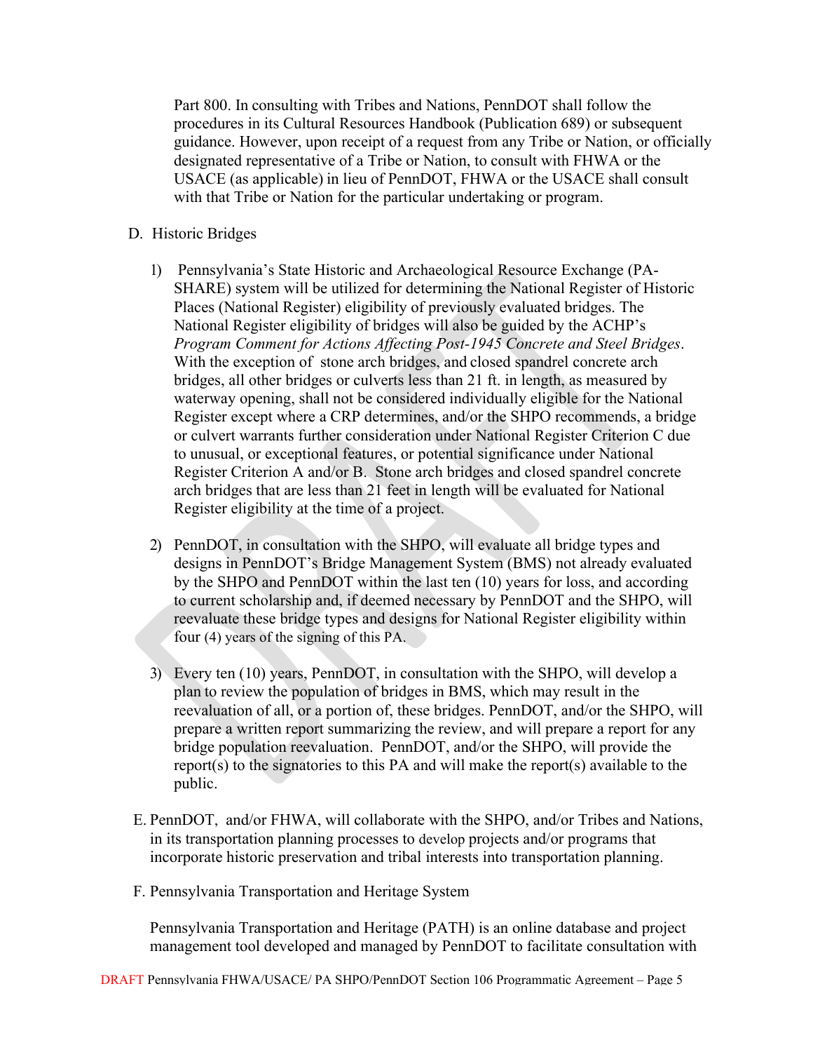Part 800. In consulting with Tribes and Nations, PennDOT shall follow the procedures in its Cultural Resources Handbook (Publication 689) or subsequent guidance. However, upon receipt of a request from any Tribe or Nation, or officially designated representative of a Tribe or Nation, to consult with FHWA or the USACE (as applicable) in lieu of PennDOT, FHWA or the USACE shall consult with that Tribe or Nation for the particular undertaking or program.

D. Historic Bridges

1) Pennsylvania's State Historic and Archaeological Resource Exchange (PA-SHARE) system will be utilized for determining the National Register of Historic Places (National Register) eligibility of previously evaluated bridges. The National Register eligibility of bridges will also be guided by the ACHP's *Program Comment for Actions Affecting Post-1945 Concrete and Steel Bridges*. With the exception of stone arch bridges, and closed spandrel concrete arch bridges, all other bridges or culverts less than 21 ft. in length, as measured by waterway opening, shall not be considered individually eligible for the National Register except where a CRP determines, and/or the SHPO recommends, a bridge or culvert warrants further consideration under National Register Criterion C due to unusual, or exceptional features, or potential significance under National Register Criterion A and/or B. Stone arch bridges and closed spandrel concrete arch bridges that are less than 21 feet in length will be evaluated for National Register eligibility at the time of a project.

2) PennDOT, in consultation with the SHPO, will evaluate all bridge types and designs in PennDOT's Bridge Management System (BMS) not already evaluated by the SHPO and PennDOT within the last ten (10) years for loss, and according to current scholarship and, if deemed necessary by PennDOT and the SHPO, will reevaluate these bridge types and designs for National Register eligibility within four (4) years of the signing of this PA.

3) Every ten (10) years, PennDOT, in consultation with the SHPO, will develop a plan to review the population of bridges in BMS, which may result in the reevaluation of all, or a portion of, these bridges. PennDOT, and/or the SHPO, will prepare a written report summarizing the review, and will prepare a report for any bridge population reevaluation. PennDOT, and/or the SHPO, will provide the report(s) to the signatories to this PA and will make the report(s) available to the public.

E. PennDOT, and/or FHWA, will collaborate with the SHPO, and/or Tribes and Nations, in its transportation planning processes to develop projects and/or programs that incorporate historic preservation and tribal interests into transportation planning.

F. Pennsylvania Transportation and Heritage System

Pennsylvania Transportation and Heritage (PATH) is an online database and project management tool developed and managed by PennDOT to facilitate consultation with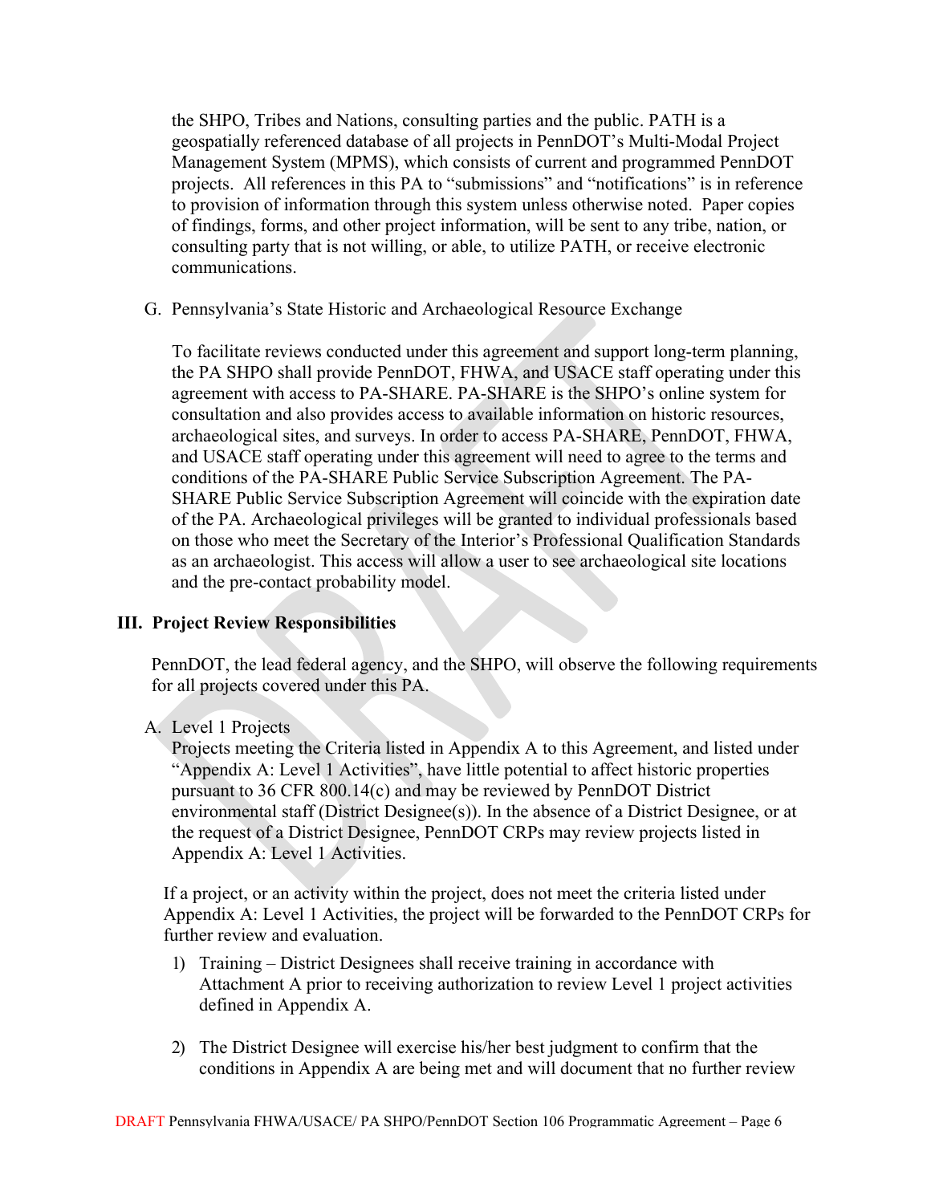the SHPO, Tribes and Nations, consulting parties and the public. PATH is a geospatially referenced database of all projects in PennDOT's Multi-Modal Project Management System (MPMS), which consists of current and programmed PennDOT projects. All references in this PA to "submissions" and "notifications" is in reference to provision of information through this system unless otherwise noted. Paper copies of findings, forms, and other project information, will be sent to any tribe, nation, or consulting party that is not willing, or able, to utilize PATH, or receive electronic communications.

G. Pennsylvania's State Historic and Archaeological Resource Exchange

To facilitate reviews conducted under this agreement and support long-term planning, the PA SHPO shall provide PennDOT, FHWA, and USACE staff operating under this agreement with access to PA-SHARE. PA-SHARE is the SHPO's online system for consultation and also provides access to available information on historic resources, archaeological sites, and surveys. In order to access PA-SHARE, PennDOT, FHWA, and USACE staff operating under this agreement will need to agree to the terms and conditions of the PA-SHARE Public Service Subscription Agreement. The PA-SHARE Public Service Subscription Agreement will coincide with the expiration date of the PA. Archaeological privileges will be granted to individual professionals based on those who meet the Secretary of the Interior's Professional Qualification Standards as an archaeologist. This access will allow a user to see archaeological site locations and the pre-contact probability model.

## III. Project Review Responsibilities

PennDOT, the lead federal agency, and the SHPO, will observe the following requirements for all projects covered under this PA.

A. Level 1 Projects

Projects meeting the Criteria listed in Appendix A to this Agreement, and listed under "Appendix A: Level 1 Activities", have little potential to affect historic properties pursuant to 36 CFR 800.14(c) and may be reviewed by PennDOT District environmental staff (District Designee(s)). In the absence of a District Designee, or at the request of a District Designee, PennDOT CRPs may review projects listed in Appendix A: Level 1 Activities.

If a project, or an activity within the project, does not meet the criteria listed under Appendix A: Level 1 Activities, the project will be forwarded to the PennDOT CRPs for further review and evaluation.

1) Training – District Designees shall receive training in accordance with Attachment A prior to receiving authorization to review Level 1 project activities defined in Appendix A.

2) The District Designee will exercise his/her best judgment to confirm that the conditions in Appendix A are being met and will document that no further review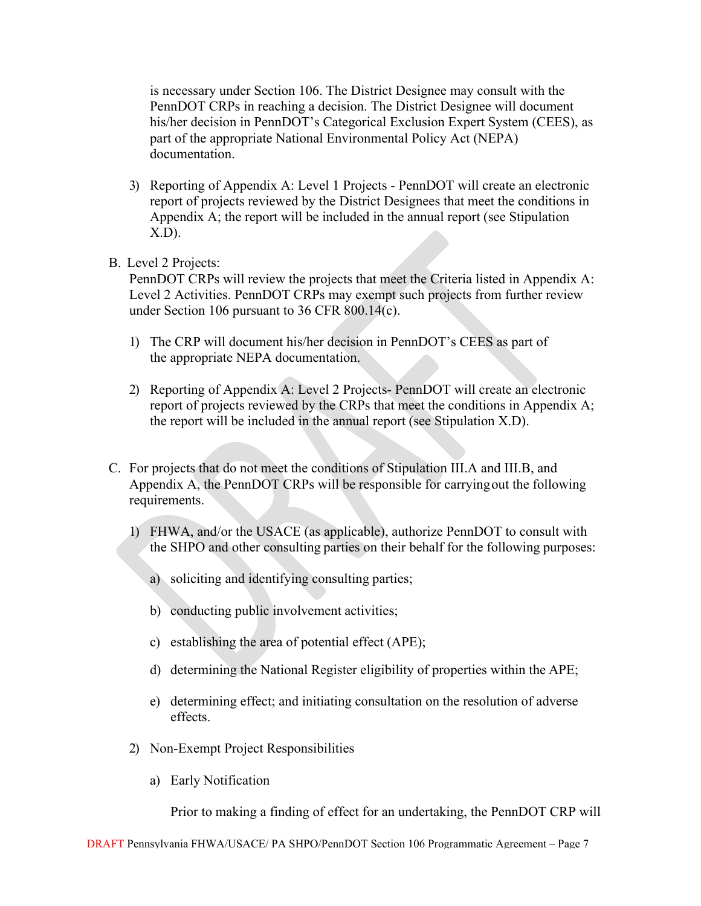is necessary under Section 106. The District Designee may consult with the PennDOT CRPs in reaching a decision. The District Designee will document his/her decision in PennDOT's Categorical Exclusion Expert System (CEES), as part of the appropriate National Environmental Policy Act (NEPA) documentation.

3) Reporting of Appendix A: Level 1 Projects - PennDOT will create an electronic report of projects reviewed by the District Designees that meet the conditions in Appendix A; the report will be included in the annual report (see Stipulation X.D).

B. Level 2 Projects:
PennDOT CRPs will review the projects that meet the Criteria listed in Appendix A: Level 2 Activities. PennDOT CRPs may exempt such projects from further review under Section 106 pursuant to 36 CFR 800.14(c).

1) The CRP will document his/her decision in PennDOT's CEES as part of the appropriate NEPA documentation.

2) Reporting of Appendix A: Level 2 Projects- PennDOT will create an electronic report of projects reviewed by the CRPs that meet the conditions in Appendix A; the report will be included in the annual report (see Stipulation X.D).

C. For projects that do not meet the conditions of Stipulation III.A and III.B, and Appendix A, the PennDOT CRPs will be responsible for carrying out the following requirements.

1) FHWA, and/or the USACE (as applicable), authorize PennDOT to consult with the SHPO and other consulting parties on their behalf for the following purposes:

   a) soliciting and identifying consulting parties;

   b) conducting public involvement activities;

   c) establishing the area of potential effect (APE);

   d) determining the National Register eligibility of properties within the APE;

   e) determining effect; and initiating consultation on the resolution of adverse effects.

2) Non-Exempt Project Responsibilities

   a) Early Notification

   Prior to making a finding of effect for an undertaking, the PennDOT CRP will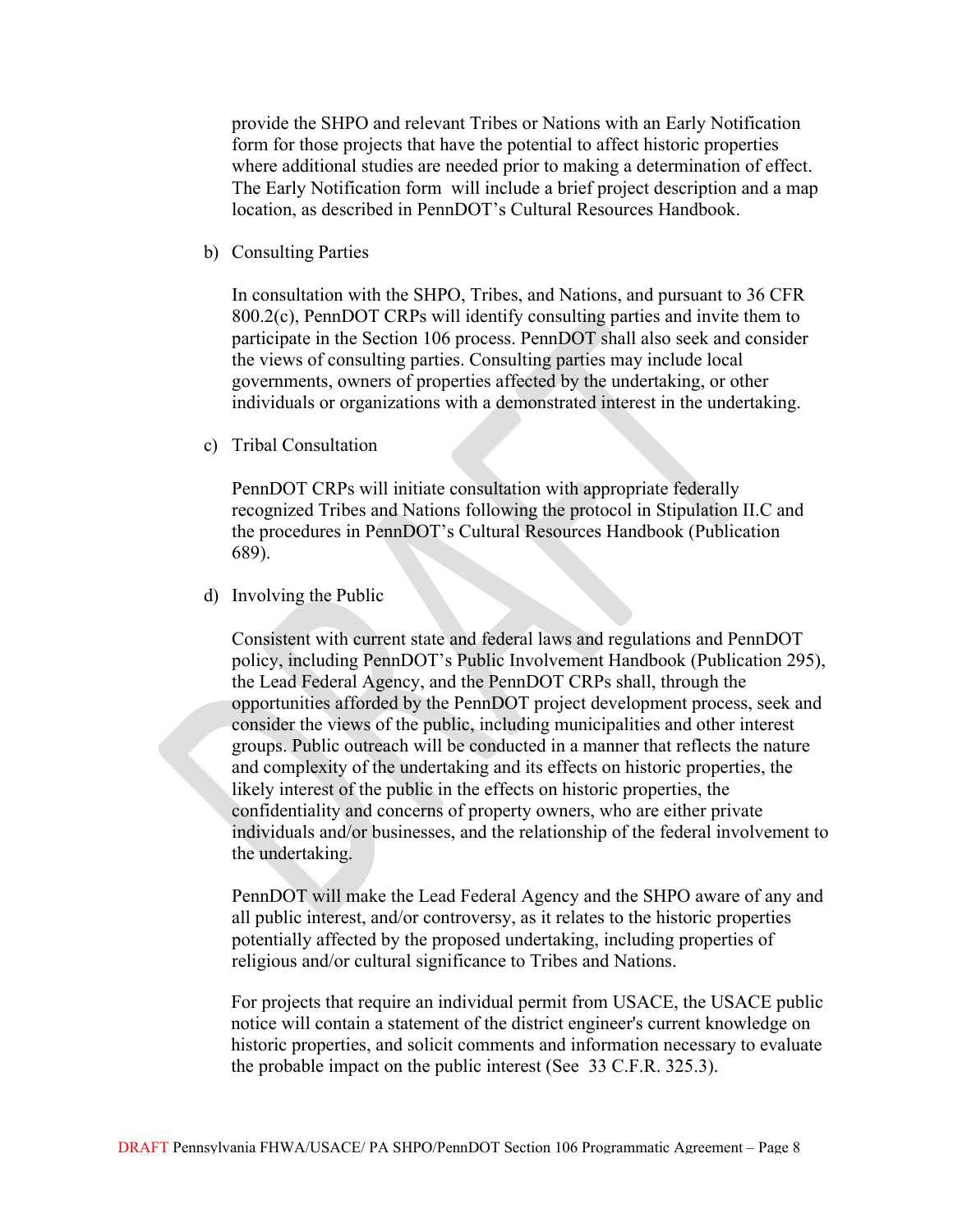provide the SHPO and relevant Tribes or Nations with an Early Notification form for those projects that have the potential to affect historic properties where additional studies are needed prior to making a determination of effect. The Early Notification form will include a brief project description and a map location, as described in PennDOT's Cultural Resources Handbook.

b) Consulting Parties

In consultation with the SHPO, Tribes, and Nations, and pursuant to 36 CFR 800.2(c), PennDOT CRPs will identify consulting parties and invite them to participate in the Section 106 process. PennDOT shall also seek and consider the views of consulting parties. Consulting parties may include local governments, owners of properties affected by the undertaking, or other individuals or organizations with a demonstrated interest in the undertaking.

c) Tribal Consultation

PennDOT CRPs will initiate consultation with appropriate federally recognized Tribes and Nations following the protocol in Stipulation II.C and the procedures in PennDOT's Cultural Resources Handbook (Publication 689).

d) Involving the Public

Consistent with current state and federal laws and regulations and PennDOT policy, including PennDOT's Public Involvement Handbook (Publication 295), the Lead Federal Agency, and the PennDOT CRPs shall, through the opportunities afforded by the PennDOT project development process, seek and consider the views of the public, including municipalities and other interest groups. Public outreach will be conducted in a manner that reflects the nature and complexity of the undertaking and its effects on historic properties, the likely interest of the public in the effects on historic properties, the confidentiality and concerns of property owners, who are either private individuals and/or businesses, and the relationship of the federal involvement to the undertaking.

PennDOT will make the Lead Federal Agency and the SHPO aware of any and all public interest, and/or controversy, as it relates to the historic properties potentially affected by the proposed undertaking, including properties of religious and/or cultural significance to Tribes and Nations.

For projects that require an individual permit from USACE, the USACE public notice will contain a statement of the district engineer's current knowledge on historic properties, and solicit comments and information necessary to evaluate the probable impact on the public interest (See 33 C.F.R. 325.3).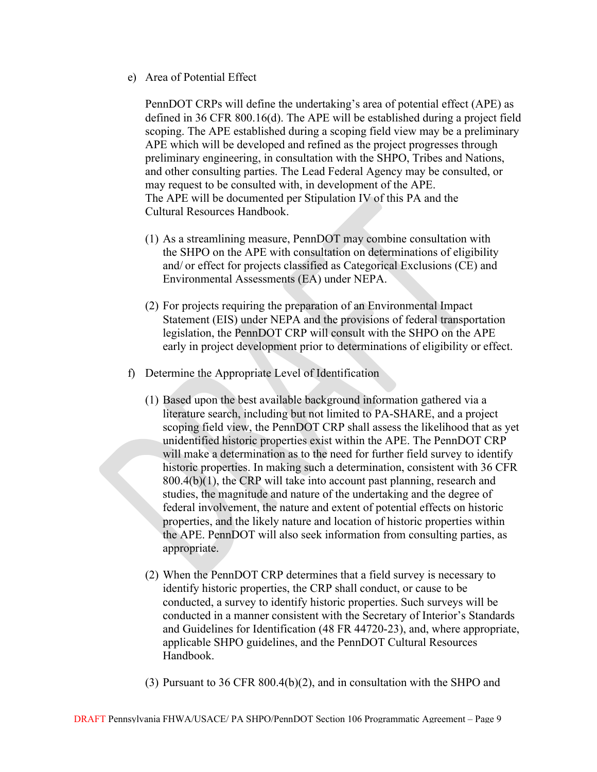e) Area of Potential Effect

PennDOT CRPs will define the undertaking's area of potential effect (APE) as defined in 36 CFR 800.16(d). The APE will be established during a project field scoping. The APE established during a scoping field view may be a preliminary APE which will be developed and refined as the project progresses through preliminary engineering, in consultation with the SHPO, Tribes and Nations, and other consulting parties. The Lead Federal Agency may be consulted, or may request to be consulted with, in development of the APE. The APE will be documented per Stipulation IV of this PA and the Cultural Resources Handbook.

(1) As a streamlining measure, PennDOT may combine consultation with the SHPO on the APE with consultation on determinations of eligibility and/ or effect for projects classified as Categorical Exclusions (CE) and Environmental Assessments (EA) under NEPA.

(2) For projects requiring the preparation of an Environmental Impact Statement (EIS) under NEPA and the provisions of federal transportation legislation, the PennDOT CRP will consult with the SHPO on the APE early in project development prior to determinations of eligibility or effect.

f) Determine the Appropriate Level of Identification

(1) Based upon the best available background information gathered via a literature search, including but not limited to PA-SHARE, and a project scoping field view, the PennDOT CRP shall assess the likelihood that as yet unidentified historic properties exist within the APE. The PennDOT CRP will make a determination as to the need for further field survey to identify historic properties. In making such a determination, consistent with 36 CFR 800.4(b)(1), the CRP will take into account past planning, research and studies, the magnitude and nature of the undertaking and the degree of federal involvement, the nature and extent of potential effects on historic properties, and the likely nature and location of historic properties within the APE. PennDOT will also seek information from consulting parties, as appropriate.

(2) When the PennDOT CRP determines that a field survey is necessary to identify historic properties, the CRP shall conduct, or cause to be conducted, a survey to identify historic properties. Such surveys will be conducted in a manner consistent with the Secretary of Interior's Standards and Guidelines for Identification (48 FR 44720-23), and, where appropriate, applicable SHPO guidelines, and the PennDOT Cultural Resources Handbook.

(3) Pursuant to 36 CFR 800.4(b)(2), and in consultation with the SHPO and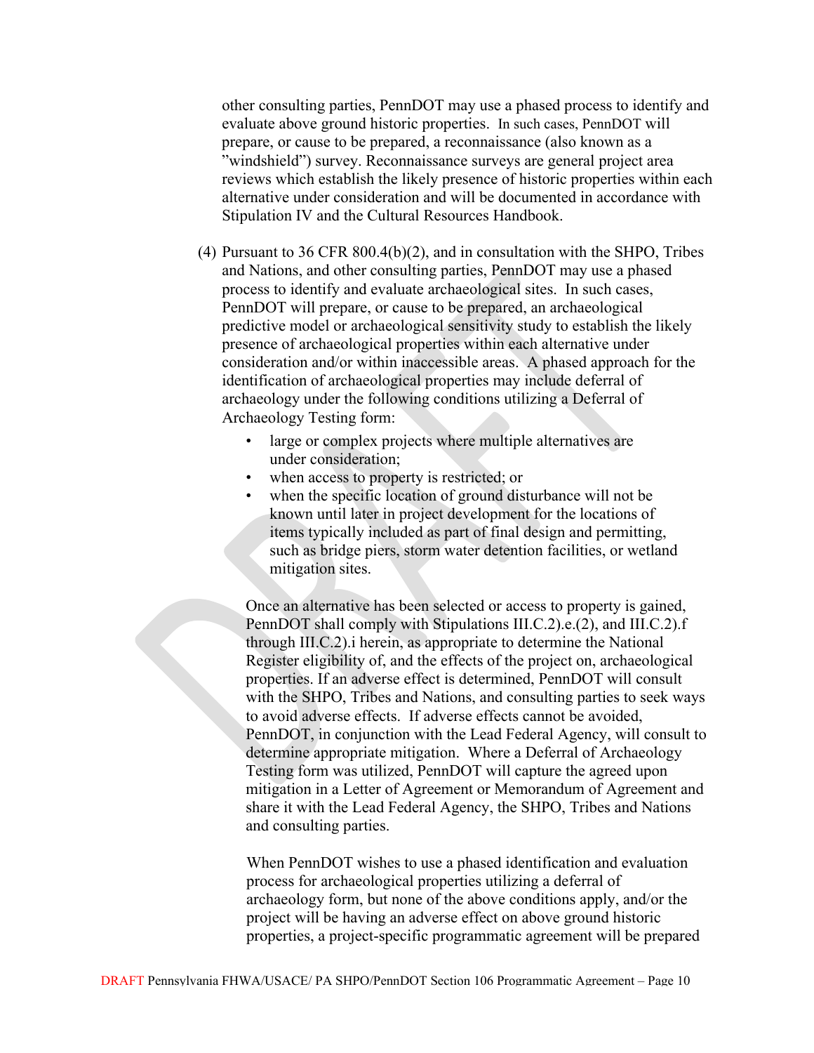other consulting parties, PennDOT may use a phased process to identify and evaluate above ground historic properties. In such cases, PennDOT will prepare, or cause to be prepared, a reconnaissance (also known as a "windshield") survey. Reconnaissance surveys are general project area reviews which establish the likely presence of historic properties within each alternative under consideration and will be documented in accordance with Stipulation IV and the Cultural Resources Handbook.

(4) Pursuant to 36 CFR 800.4(b)(2), and in consultation with the SHPO, Tribes and Nations, and other consulting parties, PennDOT may use a phased process to identify and evaluate archaeological sites. In such cases, PennDOT will prepare, or cause to be prepared, an archaeological predictive model or archaeological sensitivity study to establish the likely presence of archaeological properties within each alternative under consideration and/or within inaccessible areas. A phased approach for the identification of archaeological properties may include deferral of archaeology under the following conditions utilizing a Deferral of Archaeology Testing form:

- large or complex projects where multiple alternatives are under consideration;
- when access to property is restricted; or
- when the specific location of ground disturbance will not be known until later in project development for the locations of items typically included as part of final design and permitting, such as bridge piers, storm water detention facilities, or wetland mitigation sites.

Once an alternative has been selected or access to property is gained, PennDOT shall comply with Stipulations III.C.2).e.(2), and III.C.2).f through III.C.2).i herein, as appropriate to determine the National Register eligibility of, and the effects of the project on, archaeological properties. If an adverse effect is determined, PennDOT will consult with the SHPO, Tribes and Nations, and consulting parties to seek ways to avoid adverse effects. If adverse effects cannot be avoided, PennDOT, in conjunction with the Lead Federal Agency, will consult to determine appropriate mitigation. Where a Deferral of Archaeology Testing form was utilized, PennDOT will capture the agreed upon mitigation in a Letter of Agreement or Memorandum of Agreement and share it with the Lead Federal Agency, the SHPO, Tribes and Nations and consulting parties.

When PennDOT wishes to use a phased identification and evaluation process for archaeological properties utilizing a deferral of archaeology form, but none of the above conditions apply, and/or the project will be having an adverse effect on above ground historic properties, a project-specific programmatic agreement will be prepared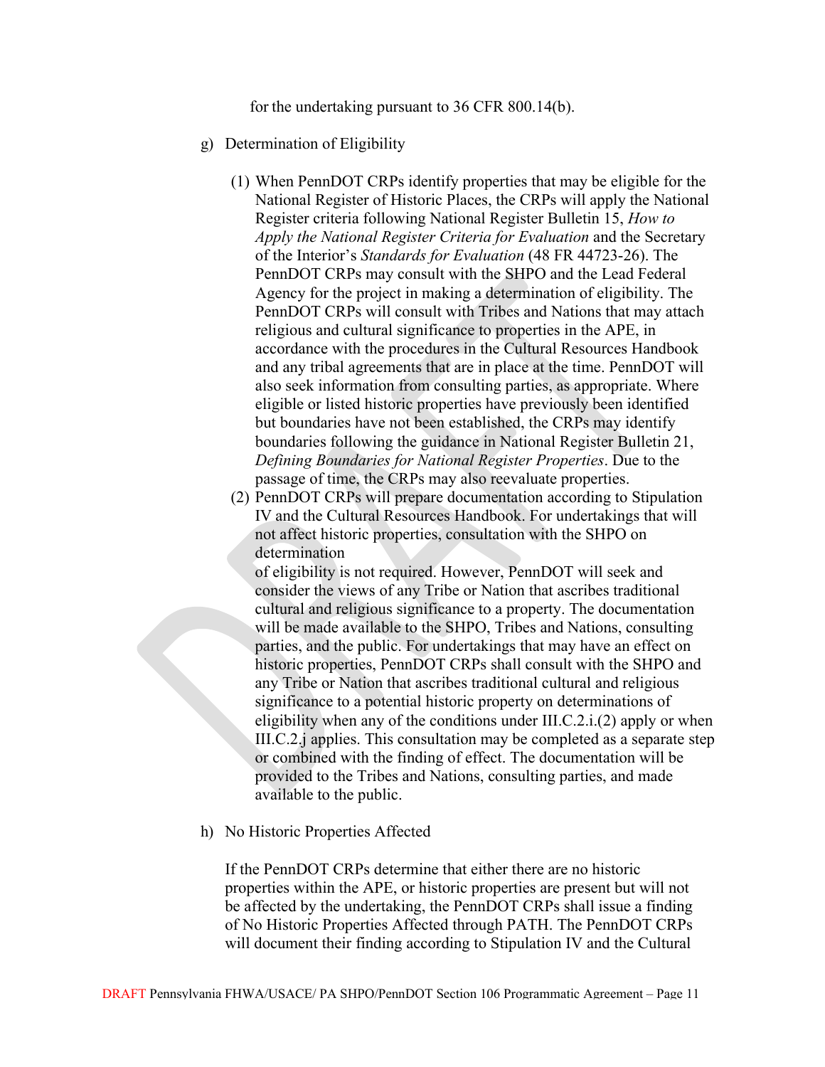for the undertaking pursuant to 36 CFR 800.14(b).

g) Determination of Eligibility

(1) When PennDOT CRPs identify properties that may be eligible for the National Register of Historic Places, the CRPs will apply the National Register criteria following National Register Bulletin 15, *How to Apply the National Register Criteria for Evaluation* and the Secretary of the Interior's *Standards for Evaluation* (48 FR 44723-26). The PennDOT CRPs may consult with the SHPO and the Lead Federal Agency for the project in making a determination of eligibility. The PennDOT CRPs will consult with Tribes and Nations that may attach religious and cultural significance to properties in the APE, in accordance with the procedures in the Cultural Resources Handbook and any tribal agreements that are in place at the time. PennDOT will also seek information from consulting parties, as appropriate. Where eligible or listed historic properties have previously been identified but boundaries have not been established, the CRPs may identify boundaries following the guidance in National Register Bulletin 21, *Defining Boundaries for National Register Properties*. Due to the passage of time, the CRPs may also reevaluate properties.

(2) PennDOT CRPs will prepare documentation according to Stipulation IV and the Cultural Resources Handbook. For undertakings that will not affect historic properties, consultation with the SHPO on determination of eligibility is not required. However, PennDOT will seek and consider the views of any Tribe or Nation that ascribes traditional cultural and religious significance to a property. The documentation will be made available to the SHPO, Tribes and Nations, consulting parties, and the public. For undertakings that may have an effect on historic properties, PennDOT CRPs shall consult with the SHPO and any Tribe or Nation that ascribes traditional cultural and religious significance to a potential historic property on determinations of eligibility when any of the conditions under III.C.2.i.(2) apply or when III.C.2.j applies. This consultation may be completed as a separate step or combined with the finding of effect. The documentation will be provided to the Tribes and Nations, consulting parties, and made available to the public.

h) No Historic Properties Affected

If the PennDOT CRPs determine that either there are no historic properties within the APE, or historic properties are present but will not be affected by the undertaking, the PennDOT CRPs shall issue a finding of No Historic Properties Affected through PATH. The PennDOT CRPs will document their finding according to Stipulation IV and the Cultural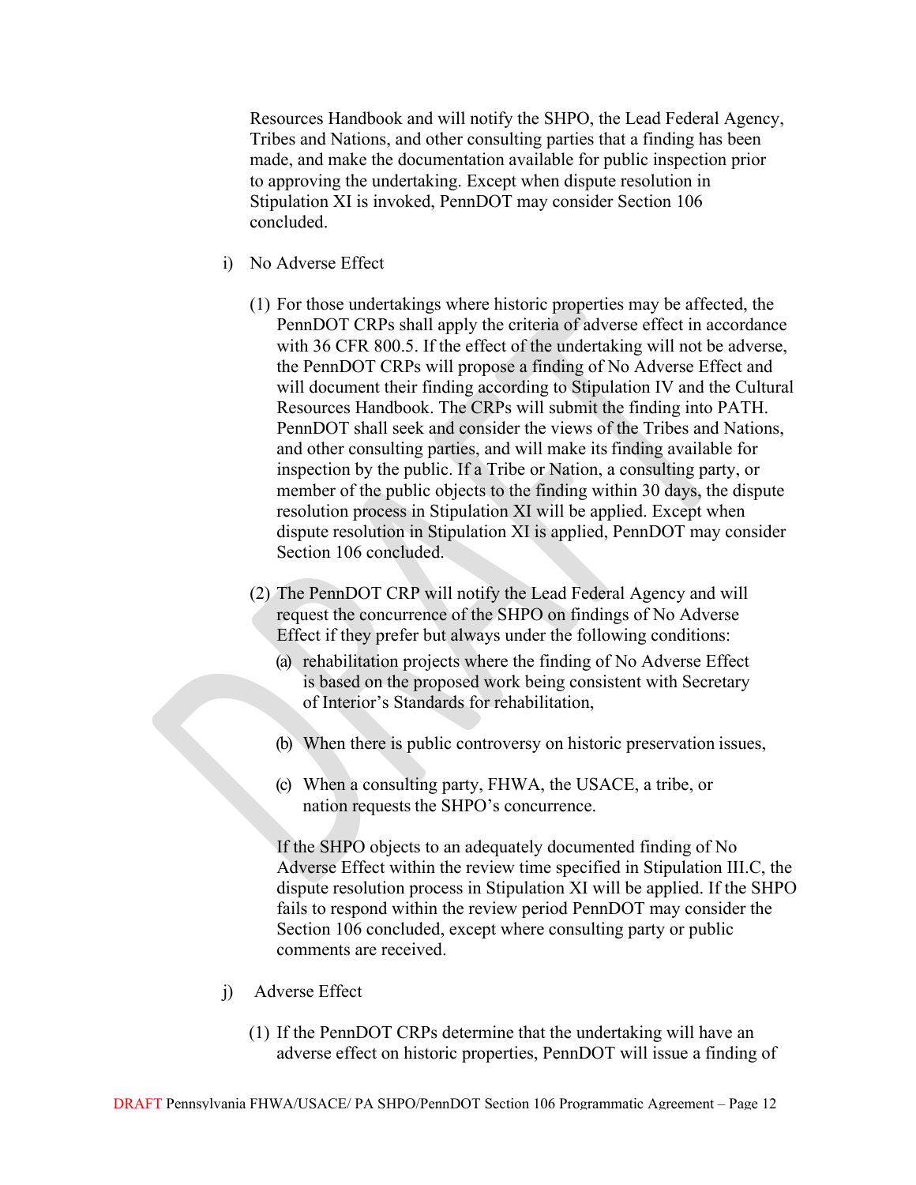Resources Handbook and will notify the SHPO, the Lead Federal Agency, Tribes and Nations, and other consulting parties that a finding has been made, and make the documentation available for public inspection prior to approving the undertaking. Except when dispute resolution in Stipulation XI is invoked, PennDOT may consider Section 106 concluded.

i) No Adverse Effect

(1) For those undertakings where historic properties may be affected, the PennDOT CRPs shall apply the criteria of adverse effect in accordance with 36 CFR 800.5. If the effect of the undertaking will not be adverse, the PennDOT CRPs will propose a finding of No Adverse Effect and will document their finding according to Stipulation IV and the Cultural Resources Handbook. The CRPs will submit the finding into PATH. PennDOT shall seek and consider the views of the Tribes and Nations, and other consulting parties, and will make its finding available for inspection by the public. If a Tribe or Nation, a consulting party, or member of the public objects to the finding within 30 days, the dispute resolution process in Stipulation XI will be applied. Except when dispute resolution in Stipulation XI is applied, PennDOT may consider Section 106 concluded.

(2) The PennDOT CRP will notify the Lead Federal Agency and will request the concurrence of the SHPO on findings of No Adverse Effect if they prefer but always under the following conditions:

(a) rehabilitation projects where the finding of No Adverse Effect is based on the proposed work being consistent with Secretary of Interior's Standards for rehabilitation,

(b) When there is public controversy on historic preservation issues,

(c) When a consulting party, FHWA, the USACE, a tribe, or nation requests the SHPO's concurrence.

If the SHPO objects to an adequately documented finding of No Adverse Effect within the review time specified in Stipulation III.C, the dispute resolution process in Stipulation XI will be applied. If the SHPO fails to respond within the review period PennDOT may consider the Section 106 concluded, except where consulting party or public comments are received.

j) Adverse Effect

(1) If the PennDOT CRPs determine that the undertaking will have an adverse effect on historic properties, PennDOT will issue a finding of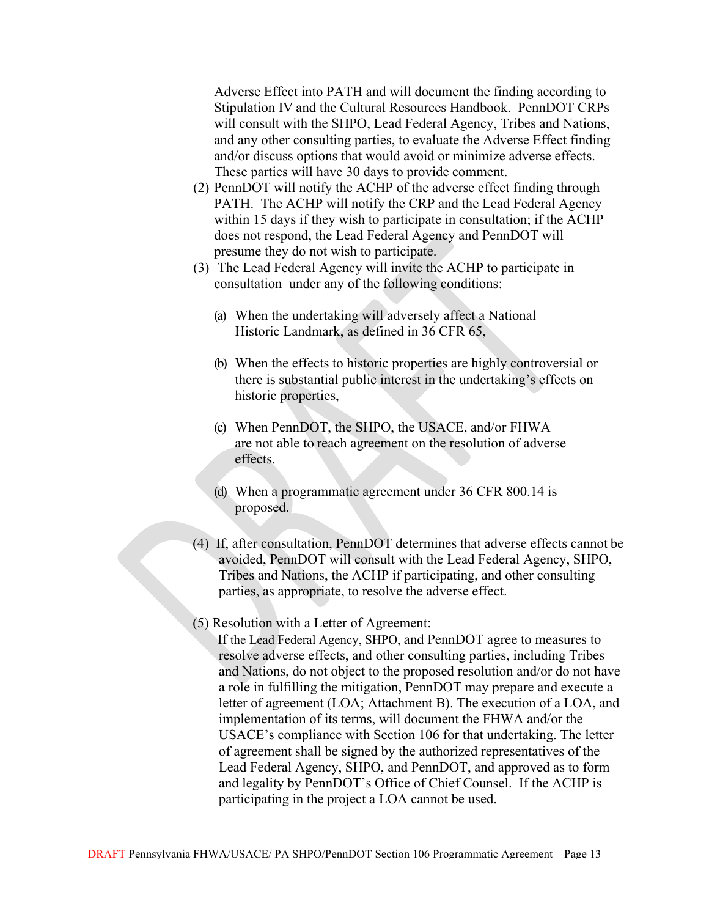Adverse Effect into PATH and will document the finding according to Stipulation IV and the Cultural Resources Handbook. PennDOT CRPs will consult with the SHPO, Lead Federal Agency, Tribes and Nations, and any other consulting parties, to evaluate the Adverse Effect finding and/or discuss options that would avoid or minimize adverse effects. These parties will have 30 days to provide comment.

(2) PennDOT will notify the ACHP of the adverse effect finding through PATH. The ACHP will notify the CRP and the Lead Federal Agency within 15 days if they wish to participate in consultation; if the ACHP does not respond, the Lead Federal Agency and PennDOT will presume they do not wish to participate.

(3) The Lead Federal Agency will invite the ACHP to participate in consultation under any of the following conditions:

(a) When the undertaking will adversely affect a National Historic Landmark, as defined in 36 CFR 65,

(b) When the effects to historic properties are highly controversial or there is substantial public interest in the undertaking's effects on historic properties,

(c) When PennDOT, the SHPO, the USACE, and/or FHWA are not able to reach agreement on the resolution of adverse effects.

(d) When a programmatic agreement under 36 CFR 800.14 is proposed.

(4) If, after consultation, PennDOT determines that adverse effects cannot be avoided, PennDOT will consult with the Lead Federal Agency, SHPO, Tribes and Nations, the ACHP if participating, and other consulting parties, as appropriate, to resolve the adverse effect.

(5) Resolution with a Letter of Agreement:
If the Lead Federal Agency, SHPO, and PennDOT agree to measures to resolve adverse effects, and other consulting parties, including Tribes and Nations, do not object to the proposed resolution and/or do not have a role in fulfilling the mitigation, PennDOT may prepare and execute a letter of agreement (LOA; Attachment B). The execution of a LOA, and implementation of its terms, will document the FHWA and/or the USACE's compliance with Section 106 for that undertaking. The letter of agreement shall be signed by the authorized representatives of the Lead Federal Agency, SHPO, and PennDOT, and approved as to form and legality by PennDOT's Office of Chief Counsel. If the ACHP is participating in the project a LOA cannot be used.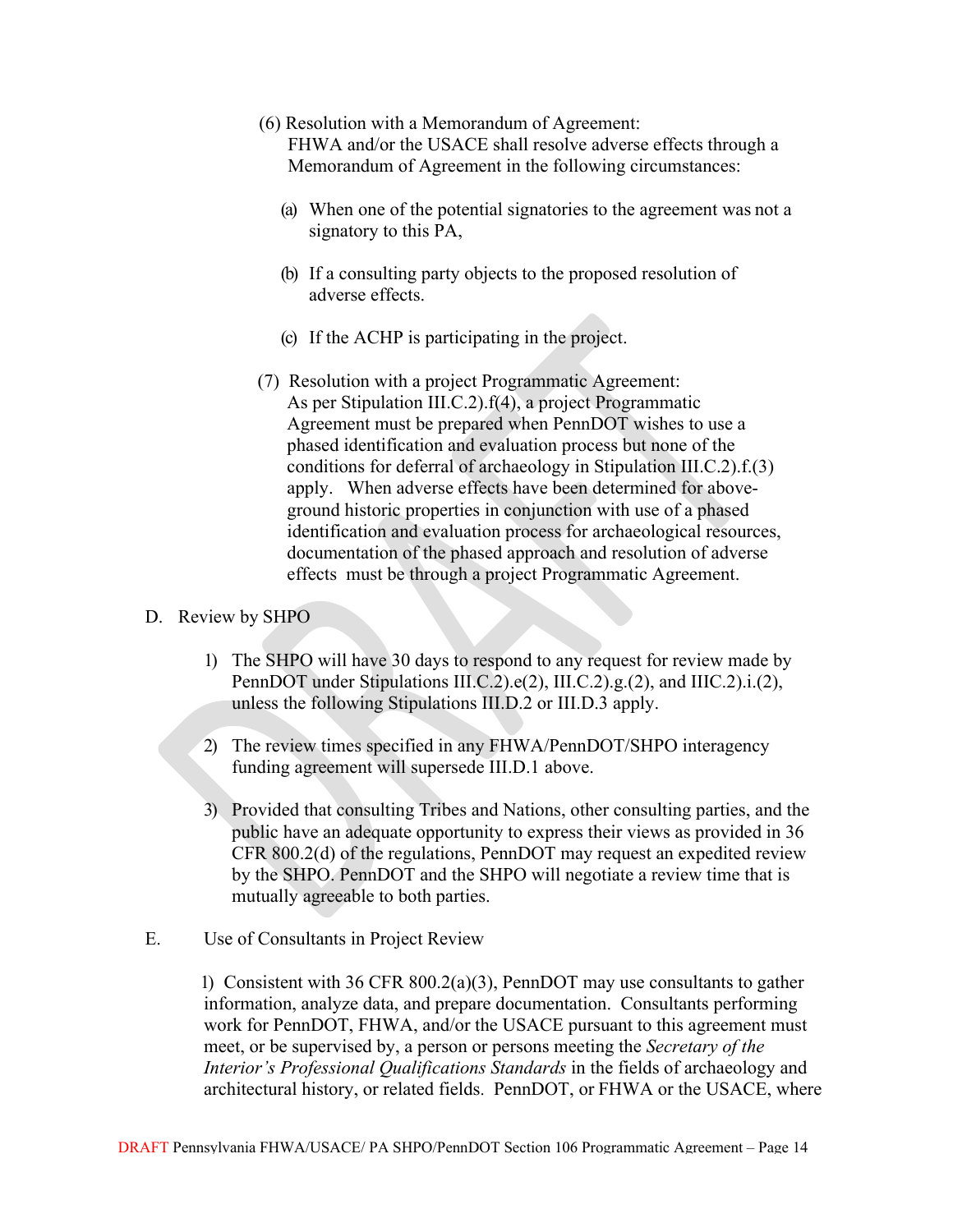(6) Resolution with a Memorandum of Agreement:
FHWA and/or the USACE shall resolve adverse effects through a Memorandum of Agreement in the following circumstances:

(a) When one of the potential signatories to the agreement was not a signatory to this PA,

(b) If a consulting party objects to the proposed resolution of adverse effects.

(c) If the ACHP is participating in the project.

(7) Resolution with a project Programmatic Agreement:
As per Stipulation III.C.2).f(4), a project Programmatic Agreement must be prepared when PennDOT wishes to use a phased identification and evaluation process but none of the conditions for deferral of archaeology in Stipulation III.C.2).f.(3) apply. When adverse effects have been determined for above-ground historic properties in conjunction with use of a phased identification and evaluation process for archaeological resources, documentation of the phased approach and resolution of adverse effects must be through a project Programmatic Agreement.

D. Review by SHPO

1) The SHPO will have 30 days to respond to any request for review made by PennDOT under Stipulations III.C.2).e(2), III.C.2).g.(2), and IIIC.2).i.(2), unless the following Stipulations III.D.2 or III.D.3 apply.

2) The review times specified in any FHWA/PennDOT/SHPO interagency funding agreement will supersede III.D.1 above.

3) Provided that consulting Tribes and Nations, other consulting parties, and the public have an adequate opportunity to express their views as provided in 36 CFR 800.2(d) of the regulations, PennDOT may request an expedited review by the SHPO. PennDOT and the SHPO will negotiate a review time that is mutually agreeable to both parties.

E. Use of Consultants in Project Review

1) Consistent with 36 CFR 800.2(a)(3), PennDOT may use consultants to gather information, analyze data, and prepare documentation. Consultants performing work for PennDOT, FHWA, and/or the USACE pursuant to this agreement must meet, or be supervised by, a person or persons meeting the *Secretary of the Interior's Professional Qualifications Standards* in the fields of archaeology and architectural history, or related fields. PennDOT, or FHWA or the USACE, where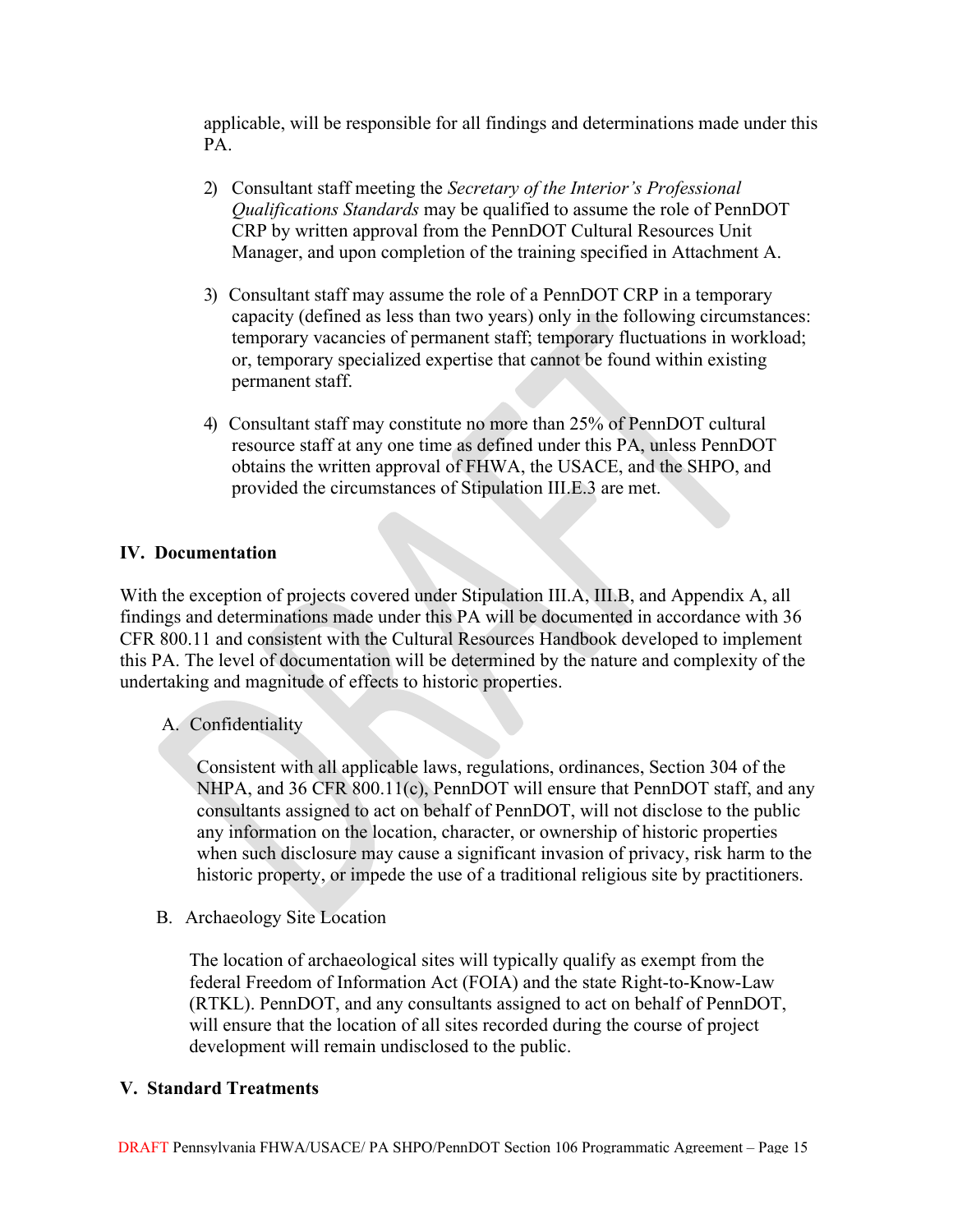applicable, will be responsible for all findings and determinations made under this PA.

2) Consultant staff meeting the *Secretary of the Interior's Professional Qualifications Standards* may be qualified to assume the role of PennDOT CRP by written approval from the PennDOT Cultural Resources Unit Manager, and upon completion of the training specified in Attachment A.

3) Consultant staff may assume the role of a PennDOT CRP in a temporary capacity (defined as less than two years) only in the following circumstances: temporary vacancies of permanent staff; temporary fluctuations in workload; or, temporary specialized expertise that cannot be found within existing permanent staff.

4) Consultant staff may constitute no more than 25% of PennDOT cultural resource staff at any one time as defined under this PA, unless PennDOT obtains the written approval of FHWA, the USACE, and the SHPO, and provided the circumstances of Stipulation III.E.3 are met.

## IV. Documentation

With the exception of projects covered under Stipulation III.A, III.B, and Appendix A, all findings and determinations made under this PA will be documented in accordance with 36 CFR 800.11 and consistent with the Cultural Resources Handbook developed to implement this PA. The level of documentation will be determined by the nature and complexity of the undertaking and magnitude of effects to historic properties.

### A. Confidentiality

Consistent with all applicable laws, regulations, ordinances, Section 304 of the NHPA, and 36 CFR 800.11(c), PennDOT will ensure that PennDOT staff, and any consultants assigned to act on behalf of PennDOT, will not disclose to the public any information on the location, character, or ownership of historic properties when such disclosure may cause a significant invasion of privacy, risk harm to the historic property, or impede the use of a traditional religious site by practitioners.

### B. Archaeology Site Location

The location of archaeological sites will typically qualify as exempt from the federal Freedom of Information Act (FOIA) and the state Right-to-Know-Law (RTKL). PennDOT, and any consultants assigned to act on behalf of PennDOT, will ensure that the location of all sites recorded during the course of project development will remain undisclosed to the public.

## V. Standard Treatments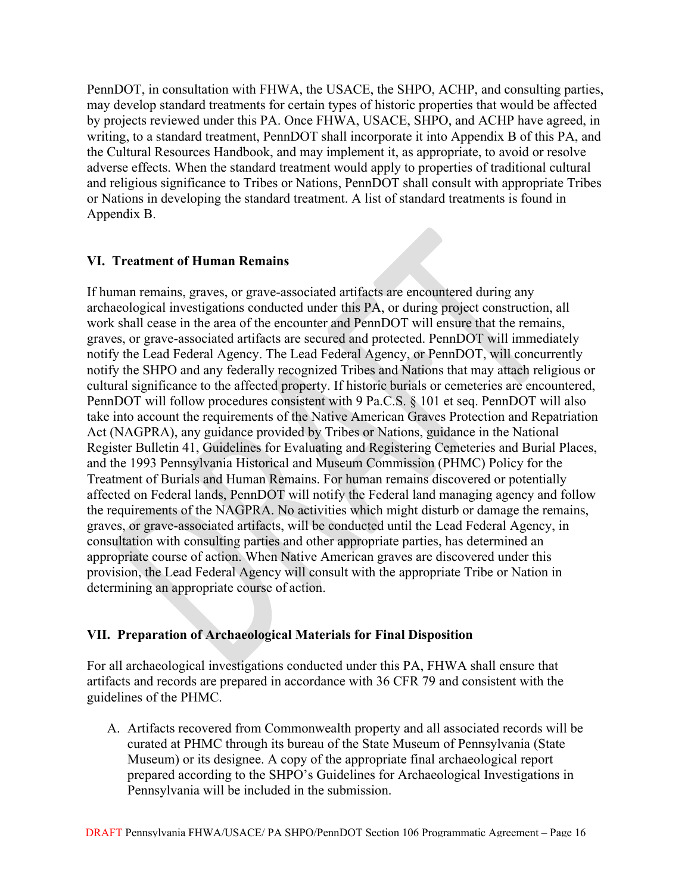PennDOT, in consultation with FHWA, the USACE, the SHPO, ACHP, and consulting parties, may develop standard treatments for certain types of historic properties that would be affected by projects reviewed under this PA. Once FHWA, USACE, SHPO, and ACHP have agreed, in writing, to a standard treatment, PennDOT shall incorporate it into Appendix B of this PA, and the Cultural Resources Handbook, and may implement it, as appropriate, to avoid or resolve adverse effects. When the standard treatment would apply to properties of traditional cultural and religious significance to Tribes or Nations, PennDOT shall consult with appropriate Tribes or Nations in developing the standard treatment. A list of standard treatments is found in Appendix B.

## VI. Treatment of Human Remains

If human remains, graves, or grave-associated artifacts are encountered during any archaeological investigations conducted under this PA, or during project construction, all work shall cease in the area of the encounter and PennDOT will ensure that the remains, graves, or grave-associated artifacts are secured and protected. PennDOT will immediately notify the Lead Federal Agency. The Lead Federal Agency, or PennDOT, will concurrently notify the SHPO and any federally recognized Tribes and Nations that may attach religious or cultural significance to the affected property. If historic burials or cemeteries are encountered, PennDOT will follow procedures consistent with 9 Pa.C.S. § 101 et seq. PennDOT will also take into account the requirements of the Native American Graves Protection and Repatriation Act (NAGPRA), any guidance provided by Tribes or Nations, guidance in the National Register Bulletin 41, Guidelines for Evaluating and Registering Cemeteries and Burial Places, and the 1993 Pennsylvania Historical and Museum Commission (PHMC) Policy for the Treatment of Burials and Human Remains. For human remains discovered or potentially affected on Federal lands, PennDOT will notify the Federal land managing agency and follow the requirements of the NAGPRA. No activities which might disturb or damage the remains, graves, or grave-associated artifacts, will be conducted until the Lead Federal Agency, in consultation with consulting parties and other appropriate parties, has determined an appropriate course of action. When Native American graves are discovered under this provision, the Lead Federal Agency will consult with the appropriate Tribe or Nation in determining an appropriate course of action.

## VII. Preparation of Archaeological Materials for Final Disposition

For all archaeological investigations conducted under this PA, FHWA shall ensure that artifacts and records are prepared in accordance with 36 CFR 79 and consistent with the guidelines of the PHMC.

A. Artifacts recovered from Commonwealth property and all associated records will be curated at PHMC through its bureau of the State Museum of Pennsylvania (State Museum) or its designee. A copy of the appropriate final archaeological report prepared according to the SHPO's Guidelines for Archaeological Investigations in Pennsylvania will be included in the submission.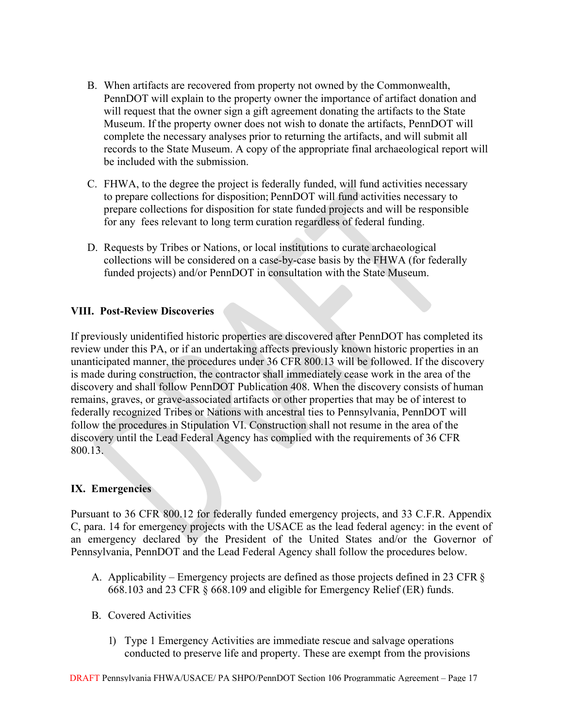B. When artifacts are recovered from property not owned by the Commonwealth, PennDOT will explain to the property owner the importance of artifact donation and will request that the owner sign a gift agreement donating the artifacts to the State Museum. If the property owner does not wish to donate the artifacts, PennDOT will complete the necessary analyses prior to returning the artifacts, and will submit all records to the State Museum. A copy of the appropriate final archaeological report will be included with the submission.

C. FHWA, to the degree the project is federally funded, will fund activities necessary to prepare collections for disposition; PennDOT will fund activities necessary to prepare collections for disposition for state funded projects and will be responsible for any fees relevant to long term curation regardless of federal funding.

D. Requests by Tribes or Nations, or local institutions to curate archaeological collections will be considered on a case-by-case basis by the FHWA (for federally funded projects) and/or PennDOT in consultation with the State Museum.

## VIII. Post-Review Discoveries

If previously unidentified historic properties are discovered after PennDOT has completed its review under this PA, or if an undertaking affects previously known historic properties in an unanticipated manner, the procedures under 36 CFR 800.13 will be followed. If the discovery is made during construction, the contractor shall immediately cease work in the area of the discovery and shall follow PennDOT Publication 408. When the discovery consists of human remains, graves, or grave-associated artifacts or other properties that may be of interest to federally recognized Tribes or Nations with ancestral ties to Pennsylvania, PennDOT will follow the procedures in Stipulation VI. Construction shall not resume in the area of the discovery until the Lead Federal Agency has complied with the requirements of 36 CFR 800.13.

## IX. Emergencies

Pursuant to 36 CFR 800.12 for federally funded emergency projects, and 33 C.F.R. Appendix C, para. 14 for emergency projects with the USACE as the lead federal agency: in the event of an emergency declared by the President of the United States and/or the Governor of Pennsylvania, PennDOT and the Lead Federal Agency shall follow the procedures below.

A. Applicability – Emergency projects are defined as those projects defined in 23 CFR § 668.103 and 23 CFR § 668.109 and eligible for Emergency Relief (ER) funds.

B. Covered Activities

1) Type 1 Emergency Activities are immediate rescue and salvage operations conducted to preserve life and property. These are exempt from the provisions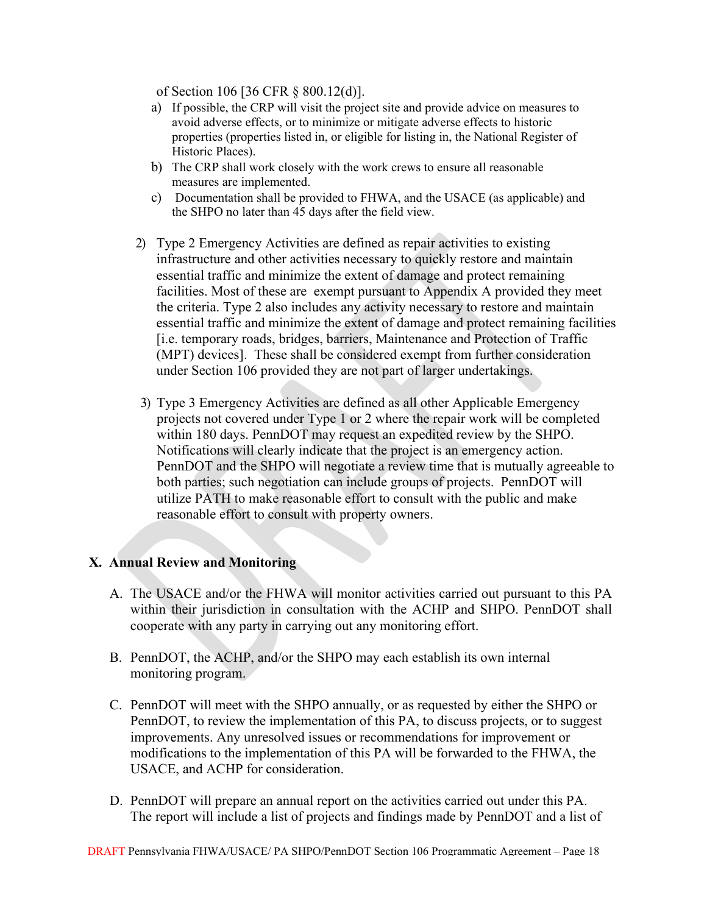of Section 106 [36 CFR § 800.12(d)].

a) If possible, the CRP will visit the project site and provide advice on measures to avoid adverse effects, or to minimize or mitigate adverse effects to historic properties (properties listed in, or eligible for listing in, the National Register of Historic Places).

b) The CRP shall work closely with the work crews to ensure all reasonable measures are implemented.

c) Documentation shall be provided to FHWA, and the USACE (as applicable) and the SHPO no later than 45 days after the field view.

2) Type 2 Emergency Activities are defined as repair activities to existing infrastructure and other activities necessary to quickly restore and maintain essential traffic and minimize the extent of damage and protect remaining facilities. Most of these are exempt pursuant to Appendix A provided they meet the criteria. Type 2 also includes any activity necessary to restore and maintain essential traffic and minimize the extent of damage and protect remaining facilities [i.e. temporary roads, bridges, barriers, Maintenance and Protection of Traffic (MPT) devices]. These shall be considered exempt from further consideration under Section 106 provided they are not part of larger undertakings.

3) Type 3 Emergency Activities are defined as all other Applicable Emergency projects not covered under Type 1 or 2 where the repair work will be completed within 180 days. PennDOT may request an expedited review by the SHPO. Notifications will clearly indicate that the project is an emergency action. PennDOT and the SHPO will negotiate a review time that is mutually agreeable to both parties; such negotiation can include groups of projects. PennDOT will utilize PATH to make reasonable effort to consult with the public and make reasonable effort to consult with property owners.

## X. Annual Review and Monitoring

A. The USACE and/or the FHWA will monitor activities carried out pursuant to this PA within their jurisdiction in consultation with the ACHP and SHPO. PennDOT shall cooperate with any party in carrying out any monitoring effort.

B. PennDOT, the ACHP, and/or the SHPO may each establish its own internal monitoring program.

C. PennDOT will meet with the SHPO annually, or as requested by either the SHPO or PennDOT, to review the implementation of this PA, to discuss projects, or to suggest improvements. Any unresolved issues or recommendations for improvement or modifications to the implementation of this PA will be forwarded to the FHWA, the USACE, and ACHP for consideration.

D. PennDOT will prepare an annual report on the activities carried out under this PA. The report will include a list of projects and findings made by PennDOT and a list of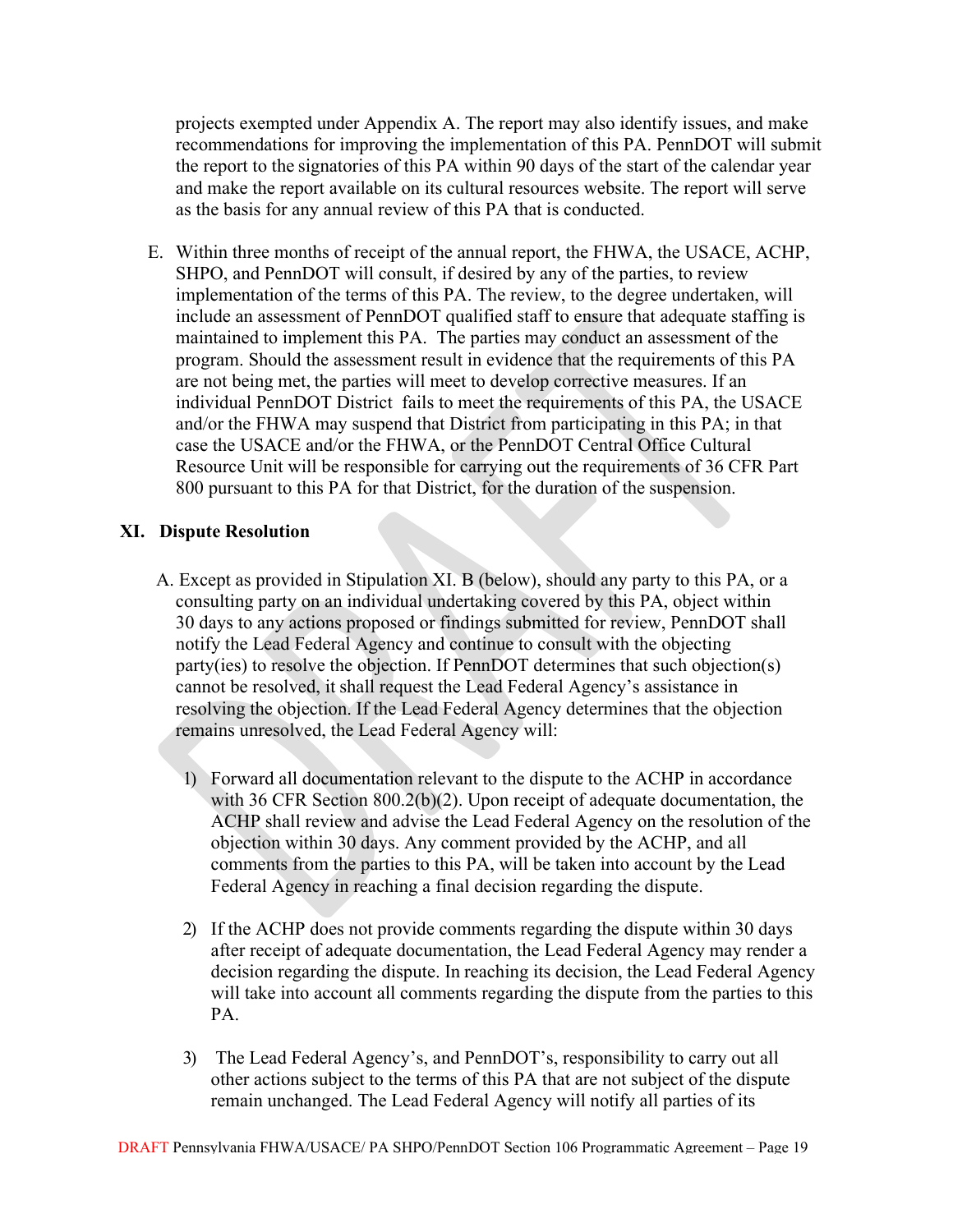projects exempted under Appendix A. The report may also identify issues, and make recommendations for improving the implementation of this PA. PennDOT will submit the report to the signatories of this PA within 90 days of the start of the calendar year and make the report available on its cultural resources website. The report will serve as the basis for any annual review of this PA that is conducted.

E. Within three months of receipt of the annual report, the FHWA, the USACE, ACHP, SHPO, and PennDOT will consult, if desired by any of the parties, to review implementation of the terms of this PA. The review, to the degree undertaken, will include an assessment of PennDOT qualified staff to ensure that adequate staffing is maintained to implement this PA. The parties may conduct an assessment of the program. Should the assessment result in evidence that the requirements of this PA are not being met, the parties will meet to develop corrective measures. If an individual PennDOT District fails to meet the requirements of this PA, the USACE and/or the FHWA may suspend that District from participating in this PA; in that case the USACE and/or the FHWA, or the PennDOT Central Office Cultural Resource Unit will be responsible for carrying out the requirements of 36 CFR Part 800 pursuant to this PA for that District, for the duration of the suspension.

## XI. Dispute Resolution

A. Except as provided in Stipulation XI. B (below), should any party to this PA, or a consulting party on an individual undertaking covered by this PA, object within 30 days to any actions proposed or findings submitted for review, PennDOT shall notify the Lead Federal Agency and continue to consult with the objecting party(ies) to resolve the objection. If PennDOT determines that such objection(s) cannot be resolved, it shall request the Lead Federal Agency's assistance in resolving the objection. If the Lead Federal Agency determines that the objection remains unresolved, the Lead Federal Agency will:

1) Forward all documentation relevant to the dispute to the ACHP in accordance with 36 CFR Section 800.2(b)(2). Upon receipt of adequate documentation, the ACHP shall review and advise the Lead Federal Agency on the resolution of the objection within 30 days. Any comment provided by the ACHP, and all comments from the parties to this PA, will be taken into account by the Lead Federal Agency in reaching a final decision regarding the dispute.

2) If the ACHP does not provide comments regarding the dispute within 30 days after receipt of adequate documentation, the Lead Federal Agency may render a decision regarding the dispute. In reaching its decision, the Lead Federal Agency will take into account all comments regarding the dispute from the parties to this PA.

3) The Lead Federal Agency's, and PennDOT's, responsibility to carry out all other actions subject to the terms of this PA that are not subject of the dispute remain unchanged. The Lead Federal Agency will notify all parties of its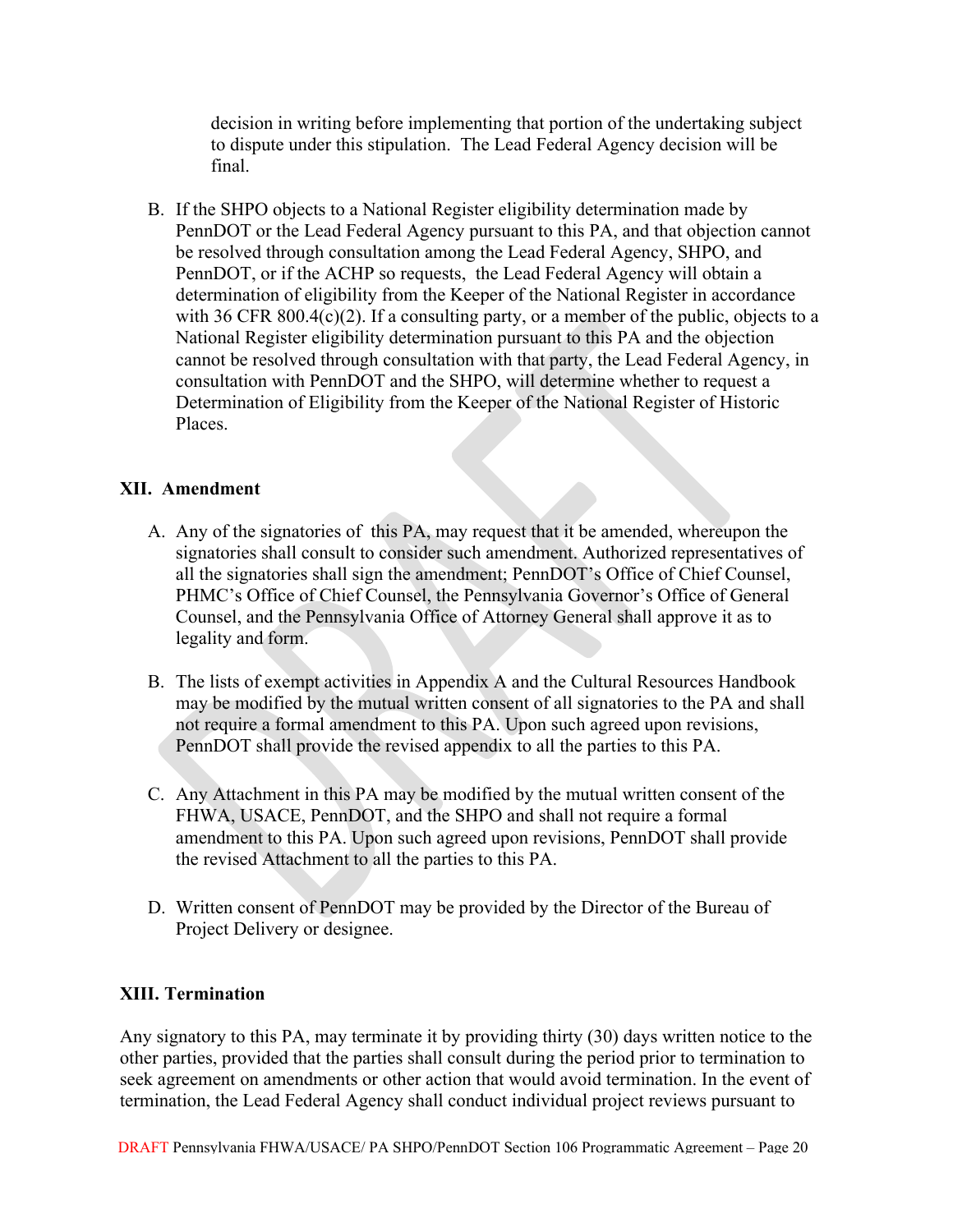decision in writing before implementing that portion of the undertaking subject to dispute under this stipulation. The Lead Federal Agency decision will be final.

B. If the SHPO objects to a National Register eligibility determination made by PennDOT or the Lead Federal Agency pursuant to this PA, and that objection cannot be resolved through consultation among the Lead Federal Agency, SHPO, and PennDOT, or if the ACHP so requests, the Lead Federal Agency will obtain a determination of eligibility from the Keeper of the National Register in accordance with 36 CFR 800.4(c)(2). If a consulting party, or a member of the public, objects to a National Register eligibility determination pursuant to this PA and the objection cannot be resolved through consultation with that party, the Lead Federal Agency, in consultation with PennDOT and the SHPO, will determine whether to request a Determination of Eligibility from the Keeper of the National Register of Historic Places.

## XII. Amendment

A. Any of the signatories of this PA, may request that it be amended, whereupon the signatories shall consult to consider such amendment. Authorized representatives of all the signatories shall sign the amendment; PennDOT's Office of Chief Counsel, PHMC's Office of Chief Counsel, the Pennsylvania Governor's Office of General Counsel, and the Pennsylvania Office of Attorney General shall approve it as to legality and form.

B. The lists of exempt activities in Appendix A and the Cultural Resources Handbook may be modified by the mutual written consent of all signatories to the PA and shall not require a formal amendment to this PA. Upon such agreed upon revisions, PennDOT shall provide the revised appendix to all the parties to this PA.

C. Any Attachment in this PA may be modified by the mutual written consent of the FHWA, USACE, PennDOT, and the SHPO and shall not require a formal amendment to this PA. Upon such agreed upon revisions, PennDOT shall provide the revised Attachment to all the parties to this PA.

D. Written consent of PennDOT may be provided by the Director of the Bureau of Project Delivery or designee.

## XIII. Termination

Any signatory to this PA, may terminate it by providing thirty (30) days written notice to the other parties, provided that the parties shall consult during the period prior to termination to seek agreement on amendments or other action that would avoid termination. In the event of termination, the Lead Federal Agency shall conduct individual project reviews pursuant to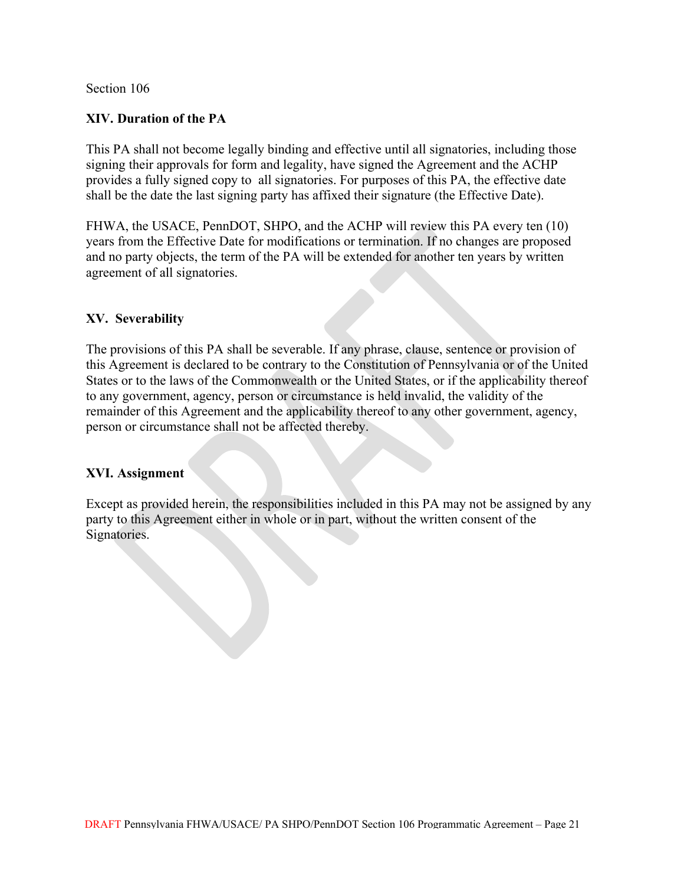Section 106

**XIV. Duration of the PA**

This PA shall not become legally binding and effective until all signatories, including those signing their approvals for form and legality, have signed the Agreement and the ACHP provides a fully signed copy to all signatories. For purposes of this PA, the effective date shall be the date the last signing party has affixed their signature (the Effective Date).

FHWA, the USACE, PennDOT, SHPO, and the ACHP will review this PA every ten (10) years from the Effective Date for modifications or termination. If no changes are proposed and no party objects, the term of the PA will be extended for another ten years by written agreement of all signatories.

**XV. Severability**

The provisions of this PA shall be severable. If any phrase, clause, sentence or provision of this Agreement is declared to be contrary to the Constitution of Pennsylvania or of the United States or to the laws of the Commonwealth or the United States, or if the applicability thereof to any government, agency, person or circumstance is held invalid, the validity of the remainder of this Agreement and the applicability thereof to any other government, agency, person or circumstance shall not be affected thereby.

**XVI. Assignment**

Except as provided herein, the responsibilities included in this PA may not be assigned by any party to this Agreement either in whole or in part, without the written consent of the Signatories.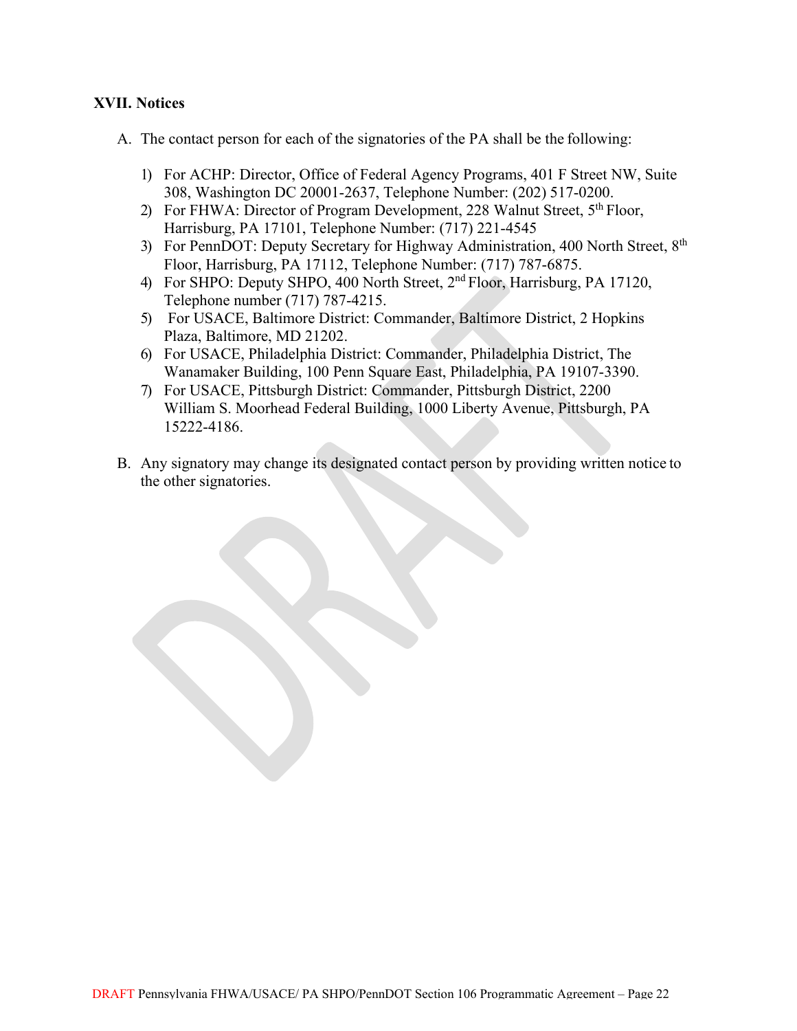### XVII. Notices

A. The contact person for each of the signatories of the PA shall be the following:

1) For ACHP: Director, Office of Federal Agency Programs, 401 F Street NW, Suite 308, Washington DC 20001-2637, Telephone Number: (202) 517-0200.
2) For FHWA: Director of Program Development, 228 Walnut Street, 5th Floor, Harrisburg, PA 17101, Telephone Number: (717) 221-4545
3) For PennDOT: Deputy Secretary for Highway Administration, 400 North Street, 8th Floor, Harrisburg, PA 17112, Telephone Number: (717) 787-6875.
4) For SHPO: Deputy SHPO, 400 North Street, 2nd Floor, Harrisburg, PA 17120, Telephone number (717) 787-4215.
5) For USACE, Baltimore District: Commander, Baltimore District, 2 Hopkins Plaza, Baltimore, MD 21202.
6) For USACE, Philadelphia District: Commander, Philadelphia District, The Wanamaker Building, 100 Penn Square East, Philadelphia, PA 19107-3390.
7) For USACE, Pittsburgh District: Commander, Pittsburgh District, 2200 William S. Moorhead Federal Building, 1000 Liberty Avenue, Pittsburgh, PA 15222-4186.

B. Any signatory may change its designated contact person by providing written notice to the other signatories.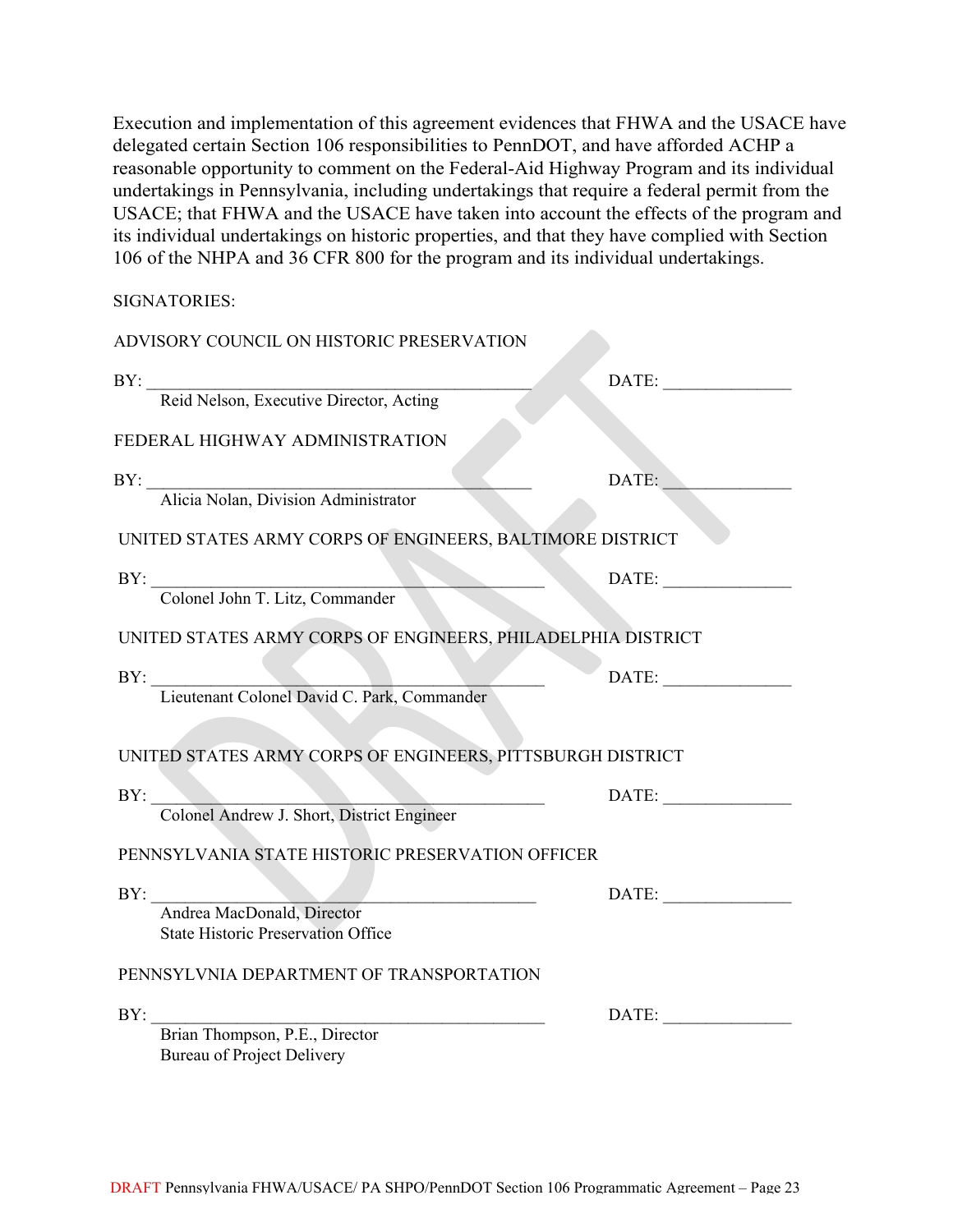Execution and implementation of this agreement evidences that FHWA and the USACE have delegated certain Section 106 responsibilities to PennDOT, and have afforded ACHP a reasonable opportunity to comment on the Federal-Aid Highway Program and its individual undertakings in Pennsylvania, including undertakings that require a federal permit from the USACE; that FHWA and the USACE have taken into account the effects of the program and its individual undertakings on historic properties, and that they have complied with Section 106 of the NHPA and 36 CFR 800 for the program and its individual undertakings.

SIGNATORIES:

ADVISORY COUNCIL ON HISTORIC PRESERVATION

BY: ____________________________________________ DATE: ______________
Reid Nelson, Executive Director, Acting

FEDERAL HIGHWAY ADMINISTRATION

BY: ____________________________________________ DATE: ______________
Alicia Nolan, Division Administrator

UNITED STATES ARMY CORPS OF ENGINEERS, BALTIMORE DISTRICT

BY: ____________________________________________ DATE: ______________
Colonel John T. Litz, Commander

UNITED STATES ARMY CORPS OF ENGINEERS, PHILADELPHIA DISTRICT

BY: ____________________________________________ DATE: ______________
Lieutenant Colonel David C. Park, Commander

UNITED STATES ARMY CORPS OF ENGINEERS, PITTSBURGH DISTRICT

BY: ____________________________________________ DATE: ______________
Colonel Andrew J. Short, District Engineer

PENNSYLVANIA STATE HISTORIC PRESERVATION OFFICER

BY: ____________________________________________ DATE: ______________
Andrea MacDonald, Director
State Historic Preservation Office

PENNSYLVNIA DEPARTMENT OF TRANSPORTATION

BY: ____________________________________________ DATE: ______________
Brian Thompson, P.E., Director
Bureau of Project Delivery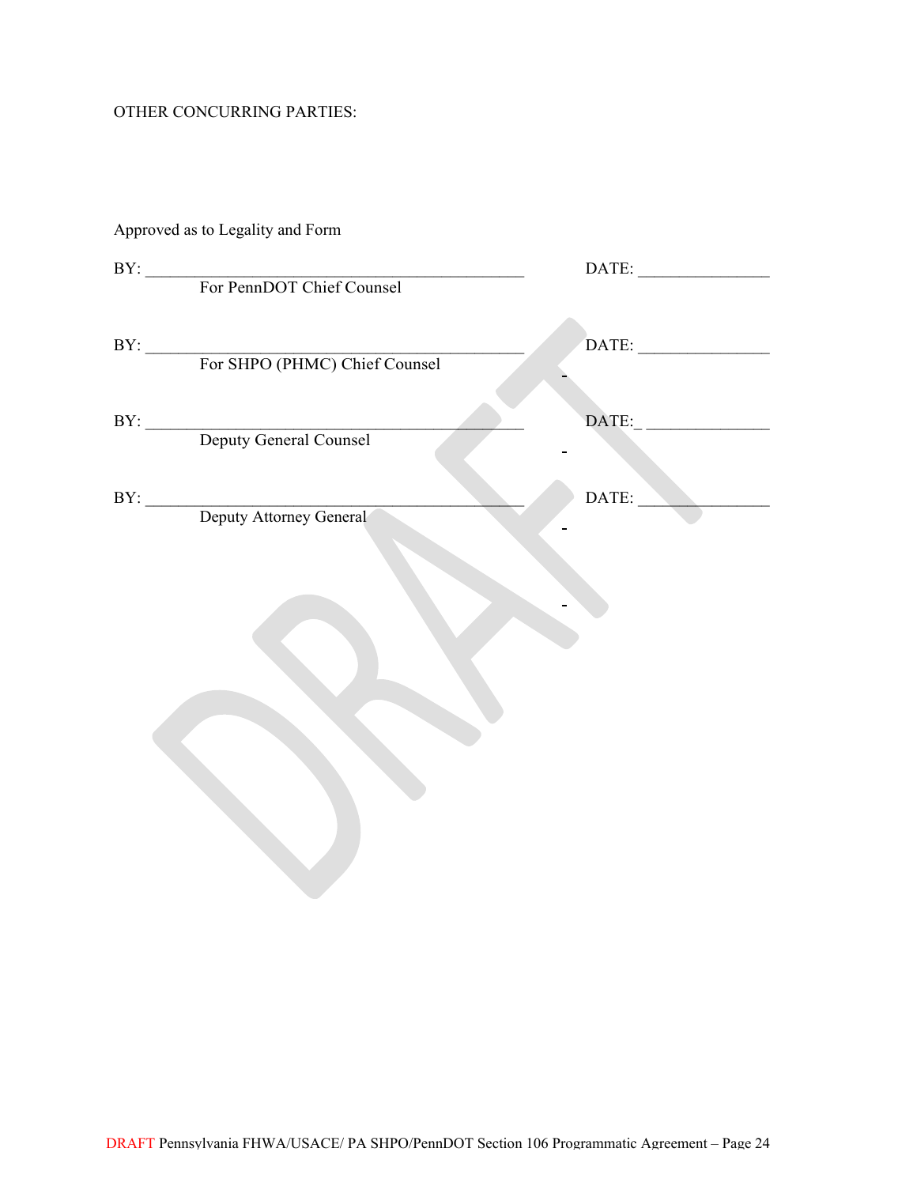OTHER CONCURRING PARTIES:

Approved as to Legality and Form

BY: ______________________________________________ DATE: _______________
For PennDOT Chief Counsel

BY: ______________________________________________ DATE: _______________
For SHPO (PHMC) Chief Counsel

BY: ______________________________________________ DATE:_ ______________
Deputy General Counsel

BY: ______________________________________________ DATE: _______________
Deputy Attorney General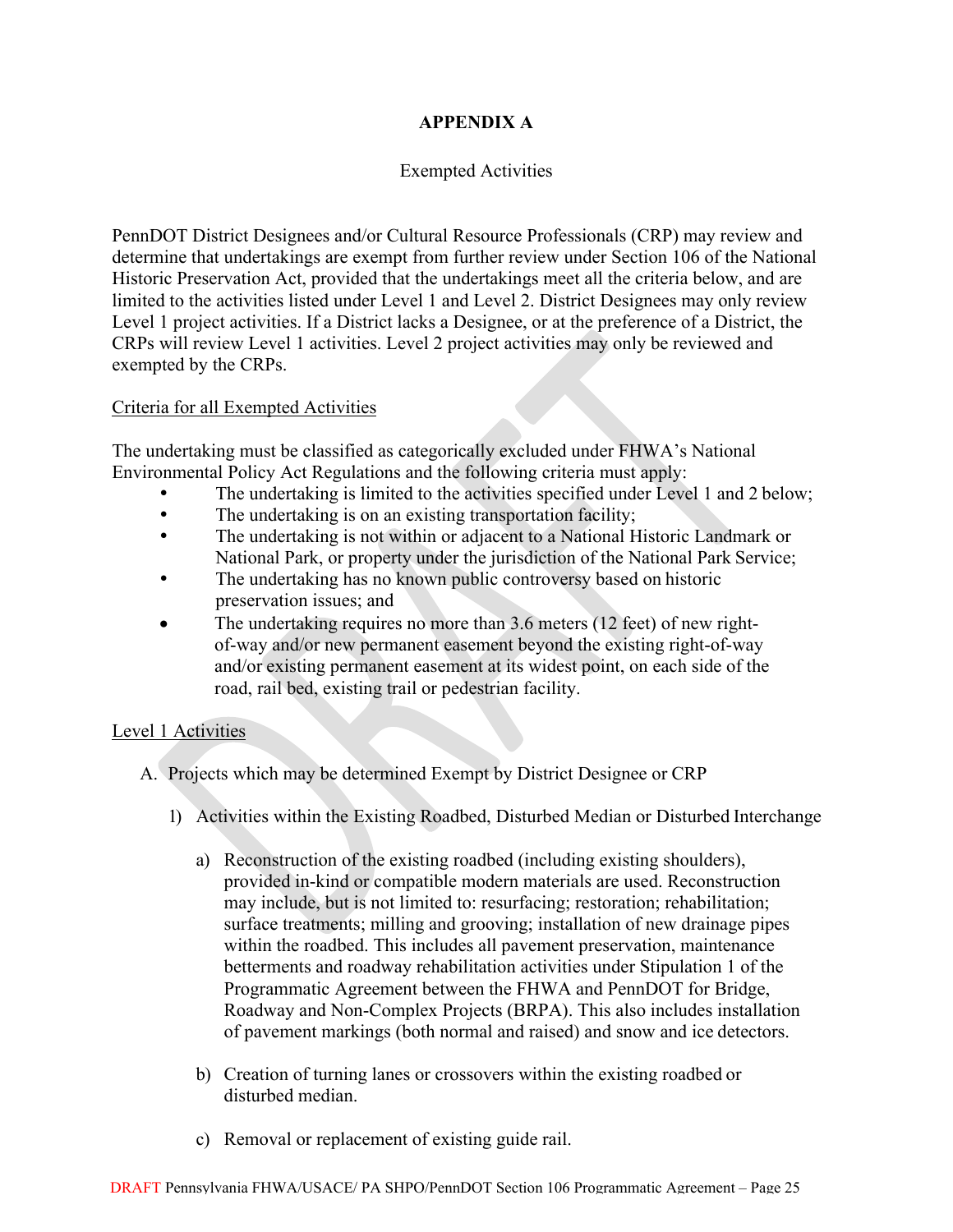## APPENDIX A

Exempted Activities

PennDOT District Designees and/or Cultural Resource Professionals (CRP) may review and determine that undertakings are exempt from further review under Section 106 of the National Historic Preservation Act, provided that the undertakings meet all the criteria below, and are limited to the activities listed under Level 1 and Level 2. District Designees may only review Level 1 project activities. If a District lacks a Designee, or at the preference of a District, the CRPs will review Level 1 activities. Level 2 project activities may only be reviewed and exempted by the CRPs.

<u>Criteria for all Exempted Activities</u>

The undertaking must be classified as categorically excluded under FHWA's National Environmental Policy Act Regulations and the following criteria must apply:

- The undertaking is limited to the activities specified under Level 1 and 2 below;
- The undertaking is on an existing transportation facility;
- The undertaking is not within or adjacent to a National Historic Landmark or National Park, or property under the jurisdiction of the National Park Service;
- The undertaking has no known public controversy based on historic preservation issues; and
- The undertaking requires no more than 3.6 meters (12 feet) of new right-of-way and/or new permanent easement beyond the existing right-of-way and/or existing permanent easement at its widest point, on each side of the road, rail bed, existing trail or pedestrian facility.

<u>Level 1 Activities</u>

A. Projects which may be determined Exempt by District Designee or CRP

1) Activities within the Existing Roadbed, Disturbed Median or Disturbed Interchange

a) Reconstruction of the existing roadbed (including existing shoulders), provided in-kind or compatible modern materials are used. Reconstruction may include, but is not limited to: resurfacing; restoration; rehabilitation; surface treatments; milling and grooving; installation of new drainage pipes within the roadbed. This includes all pavement preservation, maintenance betterments and roadway rehabilitation activities under Stipulation 1 of the Programmatic Agreement between the FHWA and PennDOT for Bridge, Roadway and Non-Complex Projects (BRPA). This also includes installation of pavement markings (both normal and raised) and snow and ice detectors.

b) Creation of turning lanes or crossovers within the existing roadbed or disturbed median.

c) Removal or replacement of existing guide rail.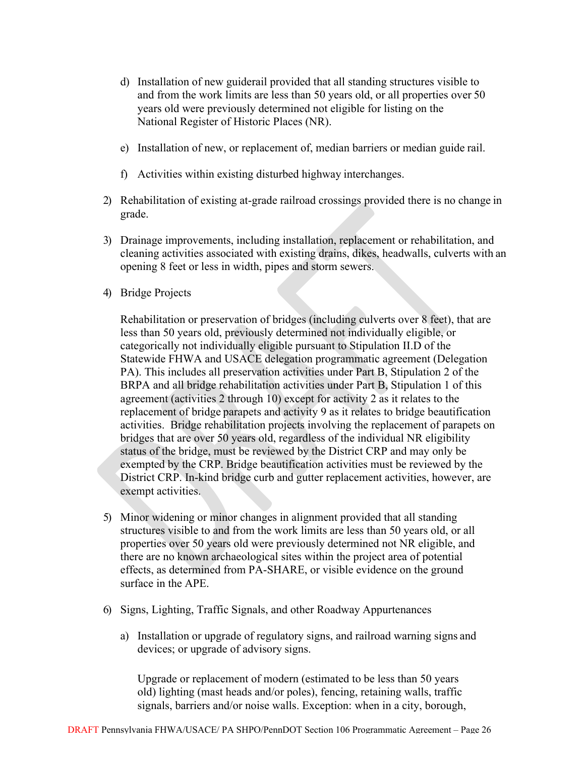d) Installation of new guiderail provided that all standing structures visible to and from the work limits are less than 50 years old, or all properties over 50 years old were previously determined not eligible for listing on the National Register of Historic Places (NR).

e) Installation of new, or replacement of, median barriers or median guide rail.

f) Activities within existing disturbed highway interchanges.

2) Rehabilitation of existing at-grade railroad crossings provided there is no change in grade.

3) Drainage improvements, including installation, replacement or rehabilitation, and cleaning activities associated with existing drains, dikes, headwalls, culverts with an opening 8 feet or less in width, pipes and storm sewers.

4) Bridge Projects

   Rehabilitation or preservation of bridges (including culverts over 8 feet), that are less than 50 years old, previously determined not individually eligible, or categorically not individually eligible pursuant to Stipulation II.D of the Statewide FHWA and USACE delegation programmatic agreement (Delegation PA). This includes all preservation activities under Part B, Stipulation 2 of the BRPA and all bridge rehabilitation activities under Part B, Stipulation 1 of this agreement (activities 2 through 10) except for activity 2 as it relates to the replacement of bridge parapets and activity 9 as it relates to bridge beautification activities. Bridge rehabilitation projects involving the replacement of parapets on bridges that are over 50 years old, regardless of the individual NR eligibility status of the bridge, must be reviewed by the District CRP and may only be exempted by the CRP. Bridge beautification activities must be reviewed by the District CRP. In-kind bridge curb and gutter replacement activities, however, are exempt activities.

5) Minor widening or minor changes in alignment provided that all standing structures visible to and from the work limits are less than 50 years old, or all properties over 50 years old were previously determined not NR eligible, and there are no known archaeological sites within the project area of potential effects, as determined from PA-SHARE, or visible evidence on the ground surface in the APE.

6) Signs, Lighting, Traffic Signals, and other Roadway Appurtenances

   a) Installation or upgrade of regulatory signs, and railroad warning signs and devices; or upgrade of advisory signs.

      Upgrade or replacement of modern (estimated to be less than 50 years old) lighting (mast heads and/or poles), fencing, retaining walls, traffic signals, barriers and/or noise walls. Exception: when in a city, borough,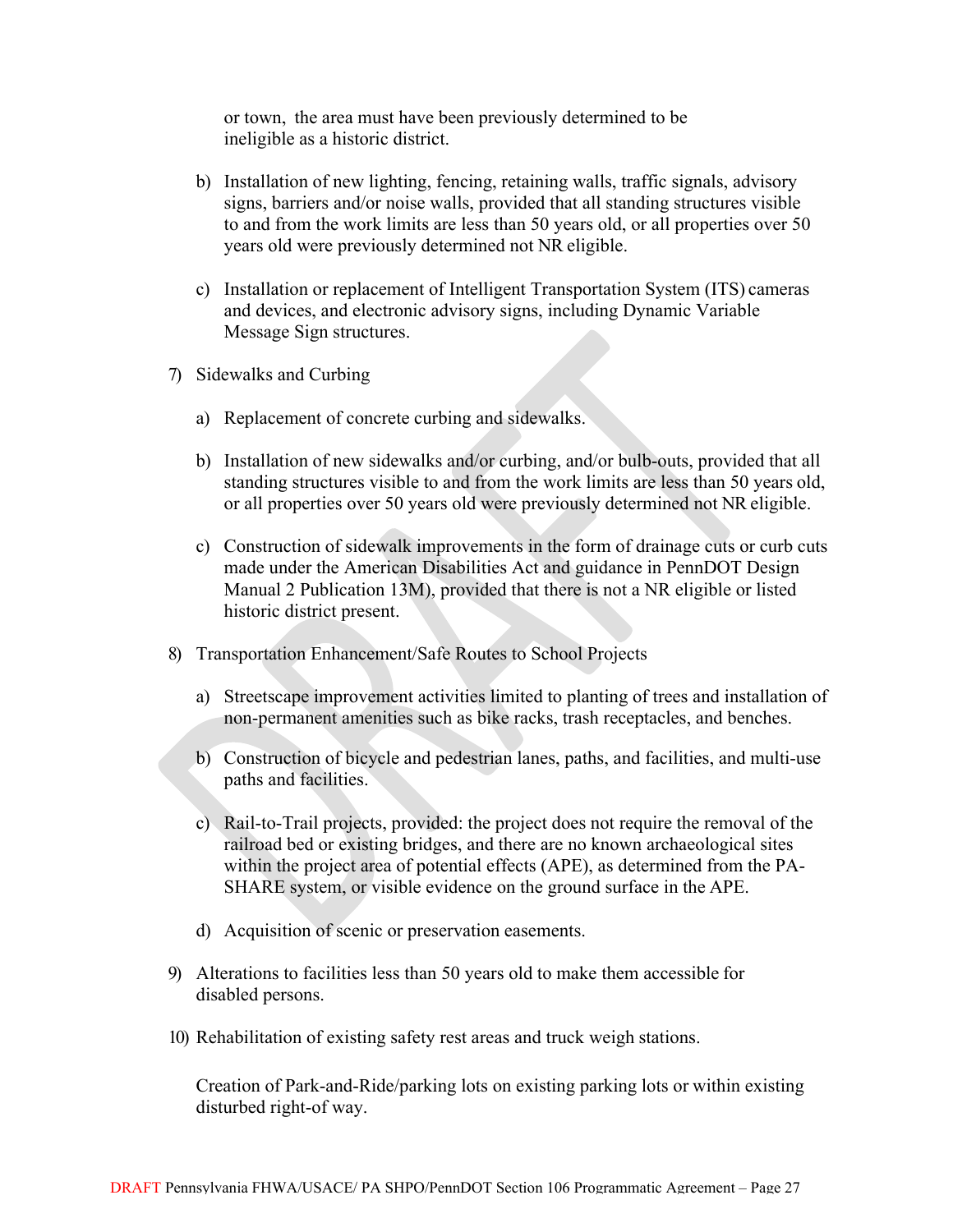or town, the area must have been previously determined to be ineligible as a historic district.

b) Installation of new lighting, fencing, retaining walls, traffic signals, advisory signs, barriers and/or noise walls, provided that all standing structures visible to and from the work limits are less than 50 years old, or all properties over 50 years old were previously determined not NR eligible.

c) Installation or replacement of Intelligent Transportation System (ITS) cameras and devices, and electronic advisory signs, including Dynamic Variable Message Sign structures.

7) Sidewalks and Curbing

a) Replacement of concrete curbing and sidewalks.

b) Installation of new sidewalks and/or curbing, and/or bulb-outs, provided that all standing structures visible to and from the work limits are less than 50 years old, or all properties over 50 years old were previously determined not NR eligible.

c) Construction of sidewalk improvements in the form of drainage cuts or curb cuts made under the American Disabilities Act and guidance in PennDOT Design Manual 2 Publication 13M), provided that there is not a NR eligible or listed historic district present.

8) Transportation Enhancement/Safe Routes to School Projects

a) Streetscape improvement activities limited to planting of trees and installation of non-permanent amenities such as bike racks, trash receptacles, and benches.

b) Construction of bicycle and pedestrian lanes, paths, and facilities, and multi-use paths and facilities.

c) Rail-to-Trail projects, provided: the project does not require the removal of the railroad bed or existing bridges, and there are no known archaeological sites within the project area of potential effects (APE), as determined from the PA-SHARE system, or visible evidence on the ground surface in the APE.

d) Acquisition of scenic or preservation easements.

9) Alterations to facilities less than 50 years old to make them accessible for disabled persons.

10) Rehabilitation of existing safety rest areas and truck weigh stations.

Creation of Park-and-Ride/parking lots on existing parking lots or within existing disturbed right-of way.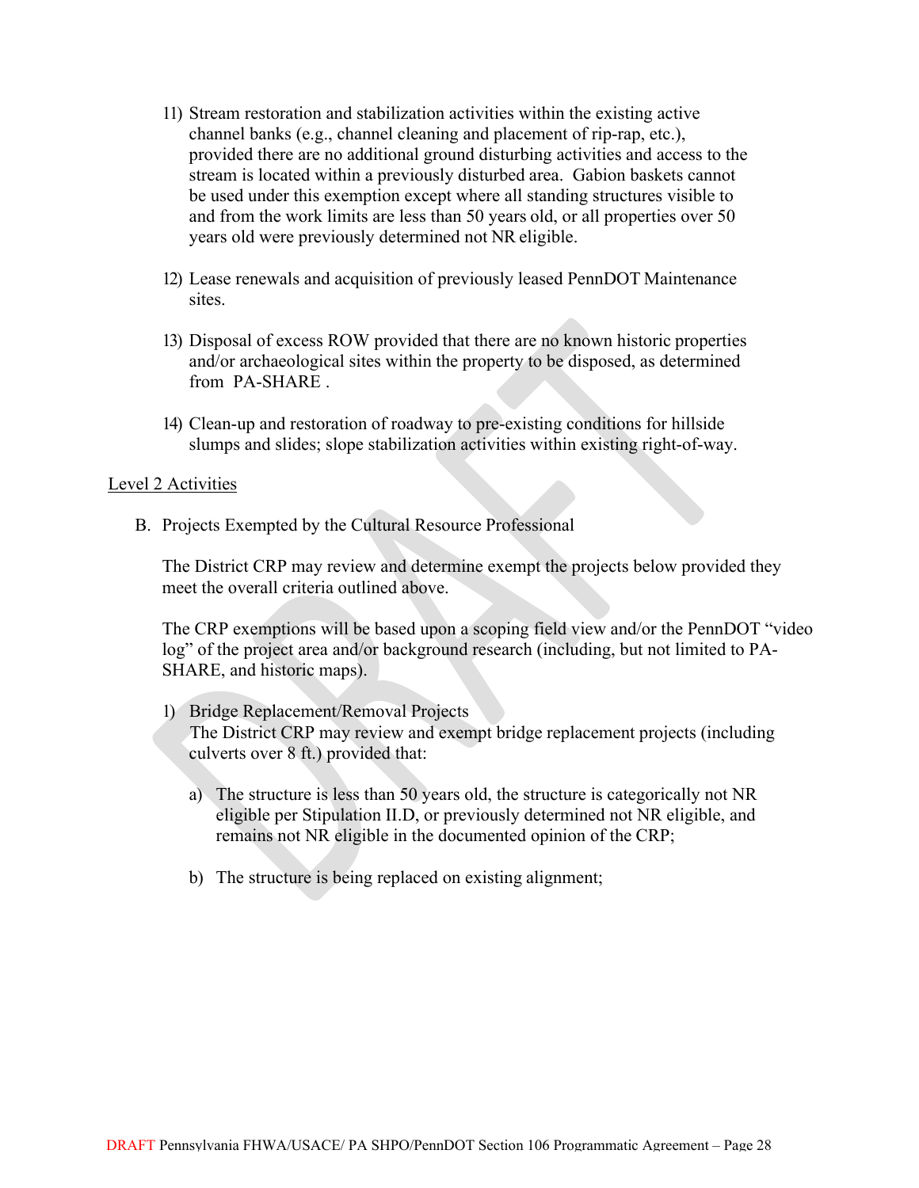11) Stream restoration and stabilization activities within the existing active channel banks (e.g., channel cleaning and placement of rip-rap, etc.), provided there are no additional ground disturbing activities and access to the stream is located within a previously disturbed area. Gabion baskets cannot be used under this exemption except where all standing structures visible to and from the work limits are less than 50 years old, or all properties over 50 years old were previously determined not NR eligible.

12) Lease renewals and acquisition of previously leased PennDOT Maintenance sites.

13) Disposal of excess ROW provided that there are no known historic properties and/or archaeological sites within the property to be disposed, as determined from PA-SHARE .

14) Clean-up and restoration of roadway to pre-existing conditions for hillside slumps and slides; slope stabilization activities within existing right-of-way.

<u>Level 2 Activities</u>

B. Projects Exempted by the Cultural Resource Professional

The District CRP may review and determine exempt the projects below provided they meet the overall criteria outlined above.

The CRP exemptions will be based upon a scoping field view and/or the PennDOT "video log" of the project area and/or background research (including, but not limited to PA-SHARE, and historic maps).

1) Bridge Replacement/Removal Projects
   The District CRP may review and exempt bridge replacement projects (including culverts over 8 ft.) provided that:

   a) The structure is less than 50 years old, the structure is categorically not NR eligible per Stipulation II.D, or previously determined not NR eligible, and remains not NR eligible in the documented opinion of the CRP;

   b) The structure is being replaced on existing alignment;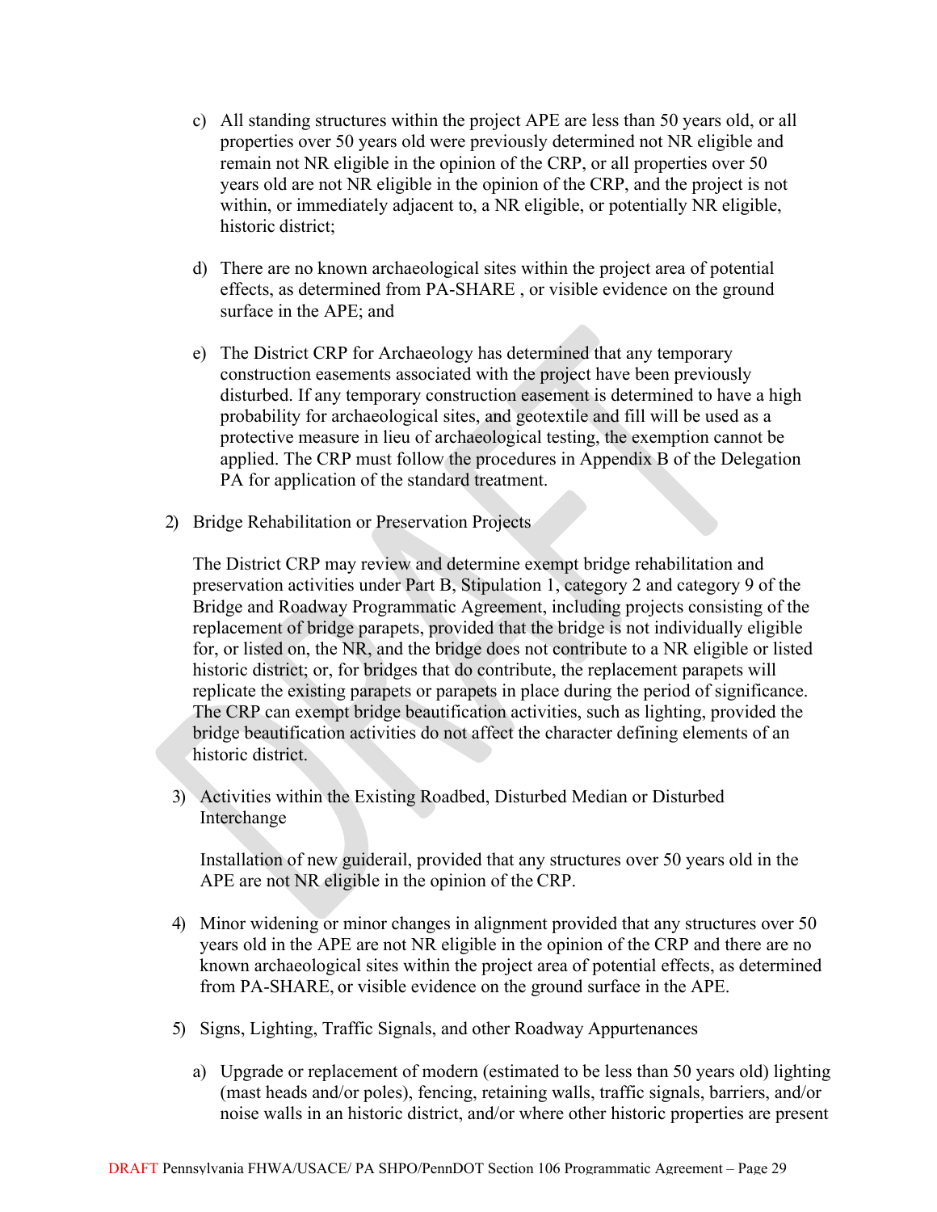c) All standing structures within the project APE are less than 50 years old, or all properties over 50 years old were previously determined not NR eligible and remain not NR eligible in the opinion of the CRP, or all properties over 50 years old are not NR eligible in the opinion of the CRP, and the project is not within, or immediately adjacent to, a NR eligible, or potentially NR eligible, historic district;

d) There are no known archaeological sites within the project area of potential effects, as determined from PA-SHARE , or visible evidence on the ground surface in the APE; and

e) The District CRP for Archaeology has determined that any temporary construction easements associated with the project have been previously disturbed. If any temporary construction easement is determined to have a high probability for archaeological sites, and geotextile and fill will be used as a protective measure in lieu of archaeological testing, the exemption cannot be applied. The CRP must follow the procedures in Appendix B of the Delegation PA for application of the standard treatment.

2) Bridge Rehabilitation or Preservation Projects

   The District CRP may review and determine exempt bridge rehabilitation and preservation activities under Part B, Stipulation 1, category 2 and category 9 of the Bridge and Roadway Programmatic Agreement, including projects consisting of the replacement of bridge parapets, provided that the bridge is not individually eligible for, or listed on, the NR, and the bridge does not contribute to a NR eligible or listed historic district; or, for bridges that do contribute, the replacement parapets will replicate the existing parapets or parapets in place during the period of significance. The CRP can exempt bridge beautification activities, such as lighting, provided the bridge beautification activities do not affect the character defining elements of an historic district.

3) Activities within the Existing Roadbed, Disturbed Median or Disturbed Interchange

   Installation of new guiderail, provided that any structures over 50 years old in the APE are not NR eligible in the opinion of the CRP.

4) Minor widening or minor changes in alignment provided that any structures over 50 years old in the APE are not NR eligible in the opinion of the CRP and there are no known archaeological sites within the project area of potential effects, as determined from PA-SHARE, or visible evidence on the ground surface in the APE.

5) Signs, Lighting, Traffic Signals, and other Roadway Appurtenances

   a) Upgrade or replacement of modern (estimated to be less than 50 years old) lighting (mast heads and/or poles), fencing, retaining walls, traffic signals, barriers, and/or noise walls in an historic district, and/or where other historic properties are present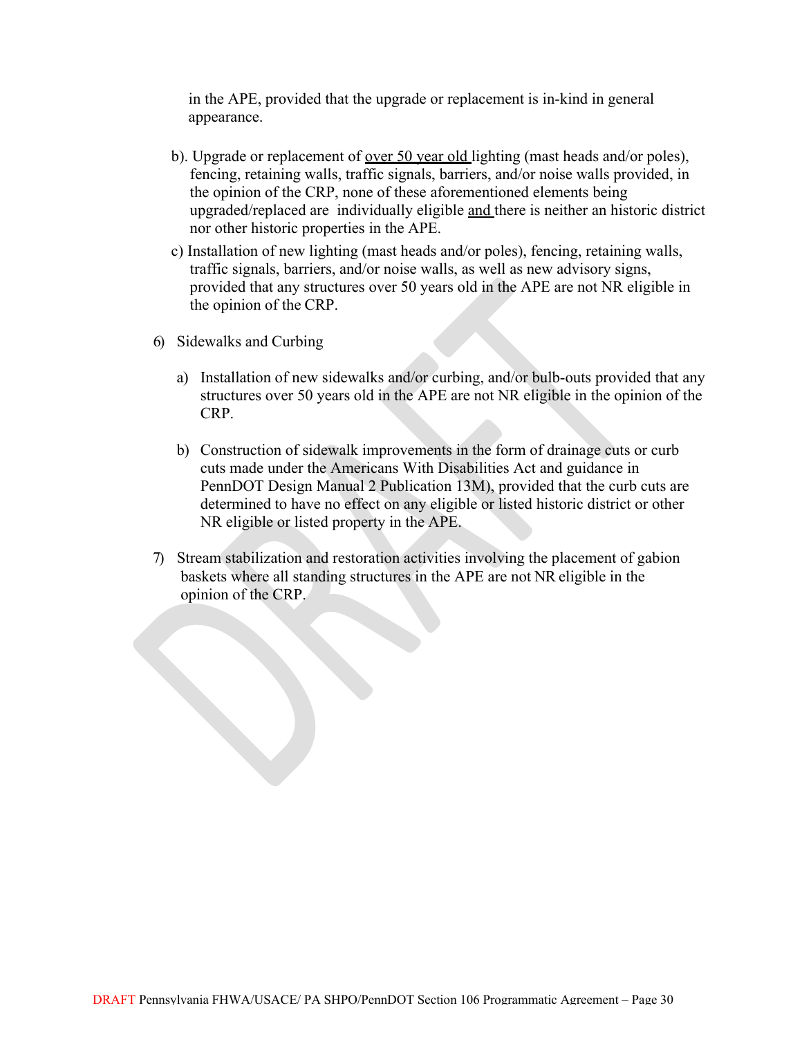in the APE, provided that the upgrade or replacement is in-kind in general appearance.

b). Upgrade or replacement of <u>over 50 year old</u> lighting (mast heads and/or poles), fencing, retaining walls, traffic signals, barriers, and/or noise walls provided, in the opinion of the CRP, none of these aforementioned elements being upgraded/replaced are individually eligible <u>and</u> there is neither an historic district nor other historic properties in the APE.

c) Installation of new lighting (mast heads and/or poles), fencing, retaining walls, traffic signals, barriers, and/or noise walls, as well as new advisory signs, provided that any structures over 50 years old in the APE are not NR eligible in the opinion of the CRP.

6) Sidewalks and Curbing

   a) Installation of new sidewalks and/or curbing, and/or bulb-outs provided that any structures over 50 years old in the APE are not NR eligible in the opinion of the CRP.

   b) Construction of sidewalk improvements in the form of drainage cuts or curb cuts made under the Americans With Disabilities Act and guidance in PennDOT Design Manual 2 Publication 13M), provided that the curb cuts are determined to have no effect on any eligible or listed historic district or other NR eligible or listed property in the APE.

7) Stream stabilization and restoration activities involving the placement of gabion baskets where all standing structures in the APE are not NR eligible in the opinion of the CRP.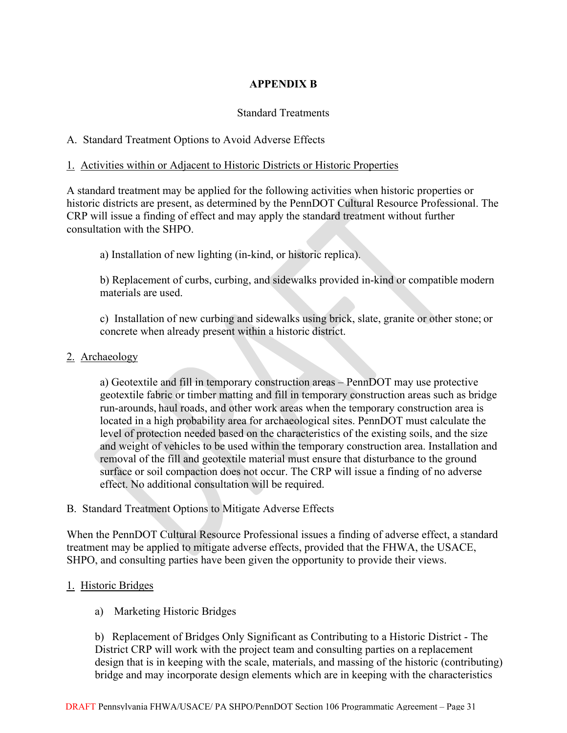# APPENDIX B

Standard Treatments

A. Standard Treatment Options to Avoid Adverse Effects

1. <u>Activities within or Adjacent to Historic Districts or Historic Properties</u>

A standard treatment may be applied for the following activities when historic properties or historic districts are present, as determined by the PennDOT Cultural Resource Professional. The CRP will issue a finding of effect and may apply the standard treatment without further consultation with the SHPO.

a) Installation of new lighting (in-kind, or historic replica).

b) Replacement of curbs, curbing, and sidewalks provided in-kind or compatible modern materials are used.

c) Installation of new curbing and sidewalks using brick, slate, granite or other stone; or concrete when already present within a historic district.

2. <u>Archaeology</u>

a) Geotextile and fill in temporary construction areas – PennDOT may use protective geotextile fabric or timber matting and fill in temporary construction areas such as bridge run-arounds, haul roads, and other work areas when the temporary construction area is located in a high probability area for archaeological sites. PennDOT must calculate the level of protection needed based on the characteristics of the existing soils, and the size and weight of vehicles to be used within the temporary construction area. Installation and removal of the fill and geotextile material must ensure that disturbance to the ground surface or soil compaction does not occur. The CRP will issue a finding of no adverse effect. No additional consultation will be required.

B. Standard Treatment Options to Mitigate Adverse Effects

When the PennDOT Cultural Resource Professional issues a finding of adverse effect, a standard treatment may be applied to mitigate adverse effects, provided that the FHWA, the USACE, SHPO, and consulting parties have been given the opportunity to provide their views.

1. <u>Historic Bridges</u>

a) Marketing Historic Bridges

b) Replacement of Bridges Only Significant as Contributing to a Historic District - The District CRP will work with the project team and consulting parties on a replacement design that is in keeping with the scale, materials, and massing of the historic (contributing) bridge and may incorporate design elements which are in keeping with the characteristics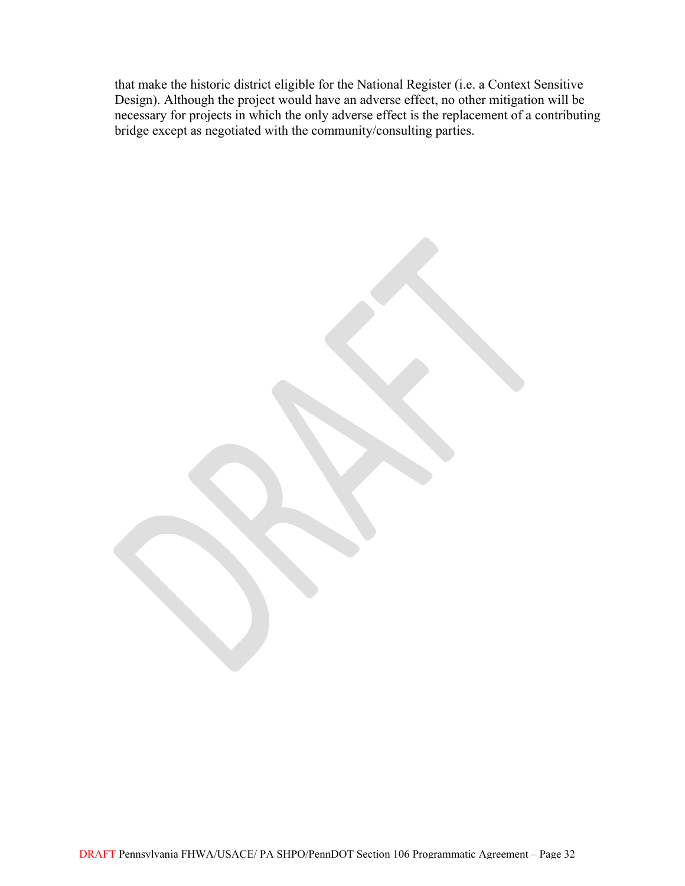that make the historic district eligible for the National Register (i.e. a Context Sensitive Design). Although the project would have an adverse effect, no other mitigation will be necessary for projects in which the only adverse effect is the replacement of a contributing bridge except as negotiated with the community/consulting parties.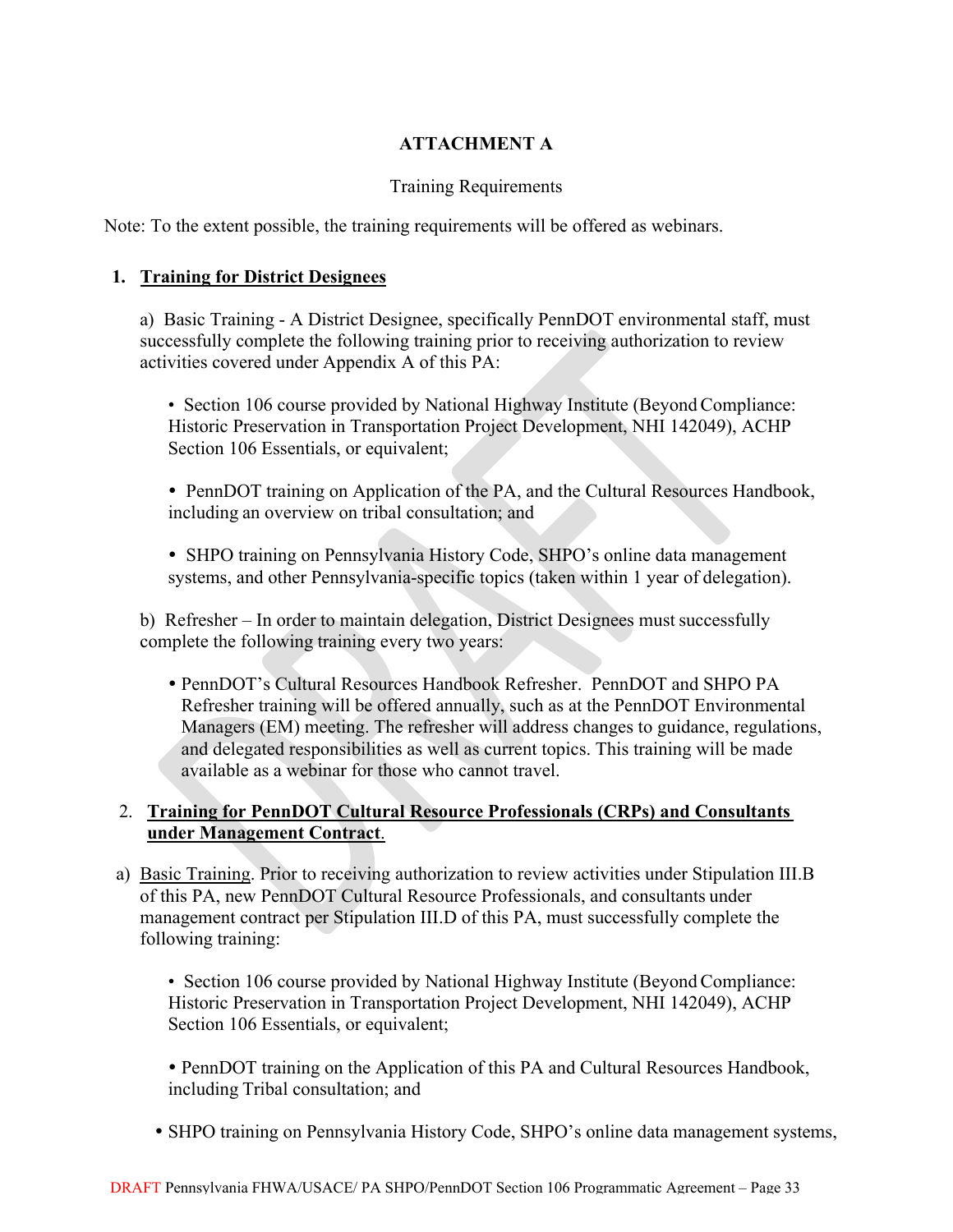**ATTACHMENT A**

Training Requirements

Note: To the extent possible, the training requirements will be offered as webinars.

1. **Training for District Designees**

   a) Basic Training - A District Designee, specifically PennDOT environmental staff, must successfully complete the following training prior to receiving authorization to review activities covered under Appendix A of this PA:

   - Section 106 course provided by National Highway Institute (Beyond Compliance: Historic Preservation in Transportation Project Development, NHI 142049), ACHP Section 106 Essentials, or equivalent;

   - PennDOT training on Application of the PA, and the Cultural Resources Handbook, including an overview on tribal consultation; and

   - SHPO training on Pennsylvania History Code, SHPO's online data management systems, and other Pennsylvania-specific topics (taken within 1 year of delegation).

   b) Refresher – In order to maintain delegation, District Designees must successfully complete the following training every two years:

   - PennDOT's Cultural Resources Handbook Refresher. PennDOT and SHPO PA Refresher training will be offered annually, such as at the PennDOT Environmental Managers (EM) meeting. The refresher will address changes to guidance, regulations, and delegated responsibilities as well as current topics. This training will be made available as a webinar for those who cannot travel.

2. **Training for PennDOT Cultural Resource Professionals (CRPs) and Consultants under Management Contract.**

   a) Basic Training. Prior to receiving authorization to review activities under Stipulation III.B of this PA, new PennDOT Cultural Resource Professionals, and consultants under management contract per Stipulation III.D of this PA, must successfully complete the following training:

   - Section 106 course provided by National Highway Institute (Beyond Compliance: Historic Preservation in Transportation Project Development, NHI 142049), ACHP Section 106 Essentials, or equivalent;

   - PennDOT training on the Application of this PA and Cultural Resources Handbook, including Tribal consultation; and

   - SHPO training on Pennsylvania History Code, SHPO's online data management systems,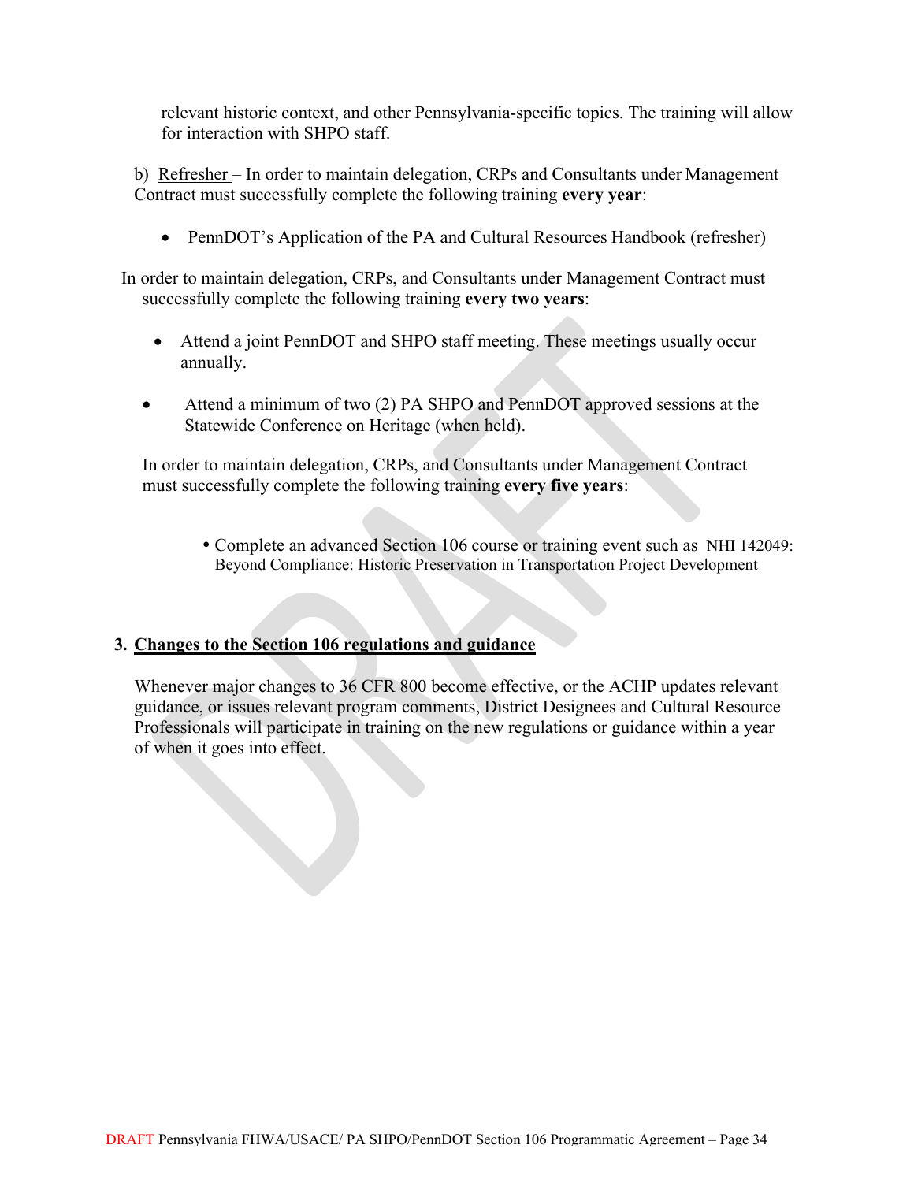relevant historic context, and other Pennsylvania-specific topics. The training will allow for interaction with SHPO staff.

b) Refresher – In order to maintain delegation, CRPs and Consultants under Management Contract must successfully complete the following training **every year**:

- PennDOT's Application of the PA and Cultural Resources Handbook (refresher)

In order to maintain delegation, CRPs, and Consultants under Management Contract must successfully complete the following training **every two years**:

- Attend a joint PennDOT and SHPO staff meeting. These meetings usually occur annually.
- Attend a minimum of two (2) PA SHPO and PennDOT approved sessions at the Statewide Conference on Heritage (when held).

In order to maintain delegation, CRPs, and Consultants under Management Contract must successfully complete the following training **every five years**:

- Complete an advanced Section 106 course or training event such as NHI 142049: Beyond Compliance: Historic Preservation in Transportation Project Development

**3. Changes to the Section 106 regulations and guidance**

Whenever major changes to 36 CFR 800 become effective, or the ACHP updates relevant guidance, or issues relevant program comments, District Designees and Cultural Resource Professionals will participate in training on the new regulations or guidance within a year of when it goes into effect.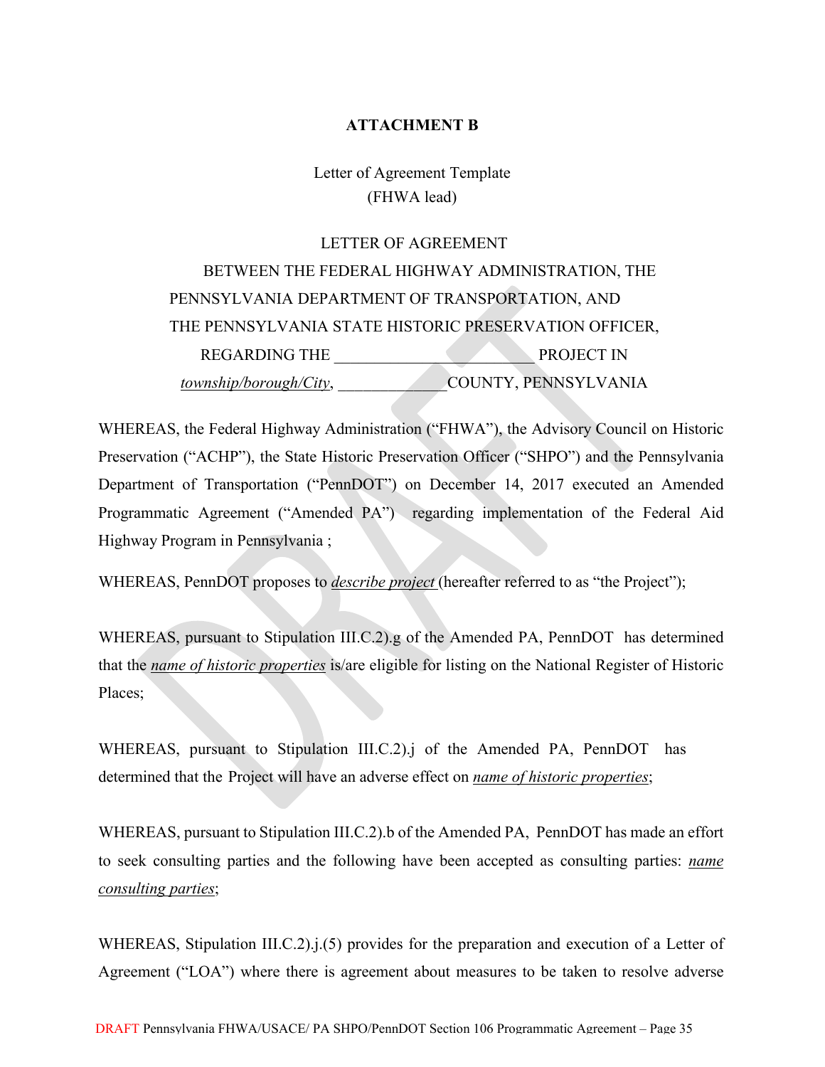**ATTACHMENT B**

Letter of Agreement Template
(FHWA lead)

LETTER OF AGREEMENT
BETWEEN THE FEDERAL HIGHWAY ADMINISTRATION, THE PENNSYLVANIA DEPARTMENT OF TRANSPORTATION, AND THE PENNSYLVANIA STATE HISTORIC PRESERVATION OFFICER, REGARDING THE ________________________ PROJECT IN *township/borough/City*, ____________COUNTY, PENNSYLVANIA

WHEREAS, the Federal Highway Administration ("FHWA"), the Advisory Council on Historic Preservation ("ACHP"), the State Historic Preservation Officer ("SHPO") and the Pennsylvania Department of Transportation ("PennDOT") on December 14, 2017 executed an Amended Programmatic Agreement ("Amended PA") regarding implementation of the Federal Aid Highway Program in Pennsylvania ;

WHEREAS, PennDOT proposes to *describe project* (hereafter referred to as "the Project");

WHEREAS, pursuant to Stipulation III.C.2).g of the Amended PA, PennDOT has determined that the *name of historic properties* is/are eligible for listing on the National Register of Historic Places;

WHEREAS, pursuant to Stipulation III.C.2).j of the Amended PA, PennDOT has determined that the Project will have an adverse effect on *name of historic properties*;

WHEREAS, pursuant to Stipulation III.C.2).b of the Amended PA, PennDOT has made an effort to seek consulting parties and the following have been accepted as consulting parties: *name consulting parties*;

WHEREAS, Stipulation III.C.2).j.(5) provides for the preparation and execution of a Letter of Agreement ("LOA") where there is agreement about measures to be taken to resolve adverse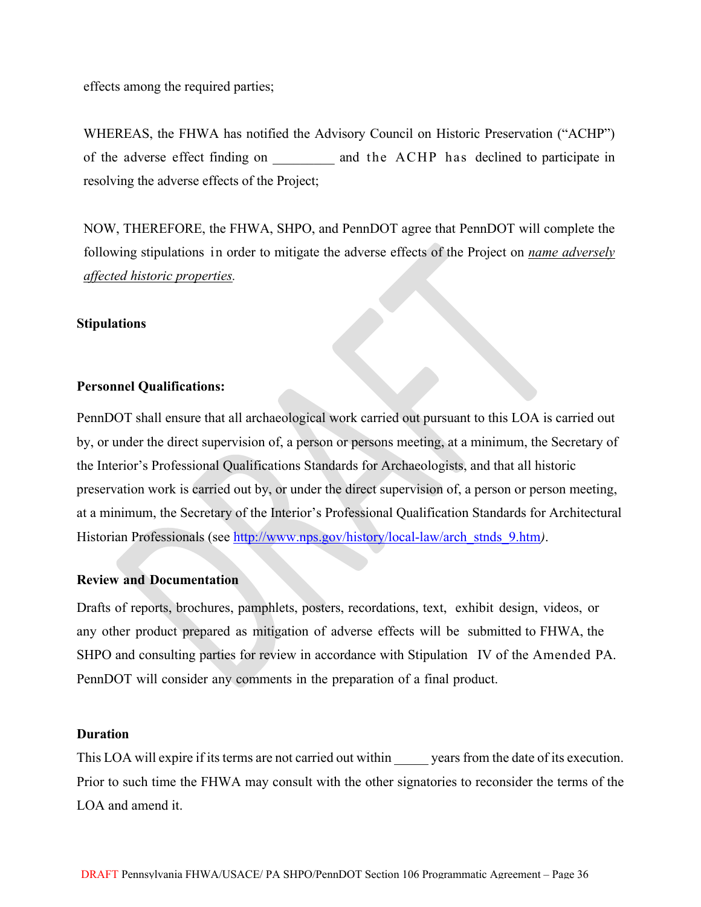effects among the required parties;

WHEREAS, the FHWA has notified the Advisory Council on Historic Preservation ("ACHP") of the adverse effect finding on _________ and the ACHP has declined to participate in resolving the adverse effects of the Project;

NOW, THEREFORE, the FHWA, SHPO, and PennDOT agree that PennDOT will complete the following stipulations in order to mitigate the adverse effects of the Project on *name adversely affected historic properties*.

**Stipulations**

**Personnel Qualifications:**

PennDOT shall ensure that all archaeological work carried out pursuant to this LOA is carried out by, or under the direct supervision of, a person or persons meeting, at a minimum, the Secretary of the Interior's Professional Qualifications Standards for Archaeologists, and that all historic preservation work is carried out by, or under the direct supervision of, a person or person meeting, at a minimum, the Secretary of the Interior's Professional Qualification Standards for Architectural Historian Professionals (see [http://www.nps.gov/history/local-law/arch_stnds_9.htm](http://www.nps.gov/history/local-law/arch_stnds_9.htm)*)*.

**Review and Documentation**

Drafts of reports, brochures, pamphlets, posters, recordations, text, exhibit design, videos, or any other product prepared as mitigation of adverse effects will be submitted to FHWA, the SHPO and consulting parties for review in accordance with Stipulation IV of the Amended PA. PennDOT will consider any comments in the preparation of a final product.

**Duration**

This LOA will expire if its terms are not carried out within _____ years from the date of its execution. Prior to such time the FHWA may consult with the other signatories to reconsider the terms of the LOA and amend it.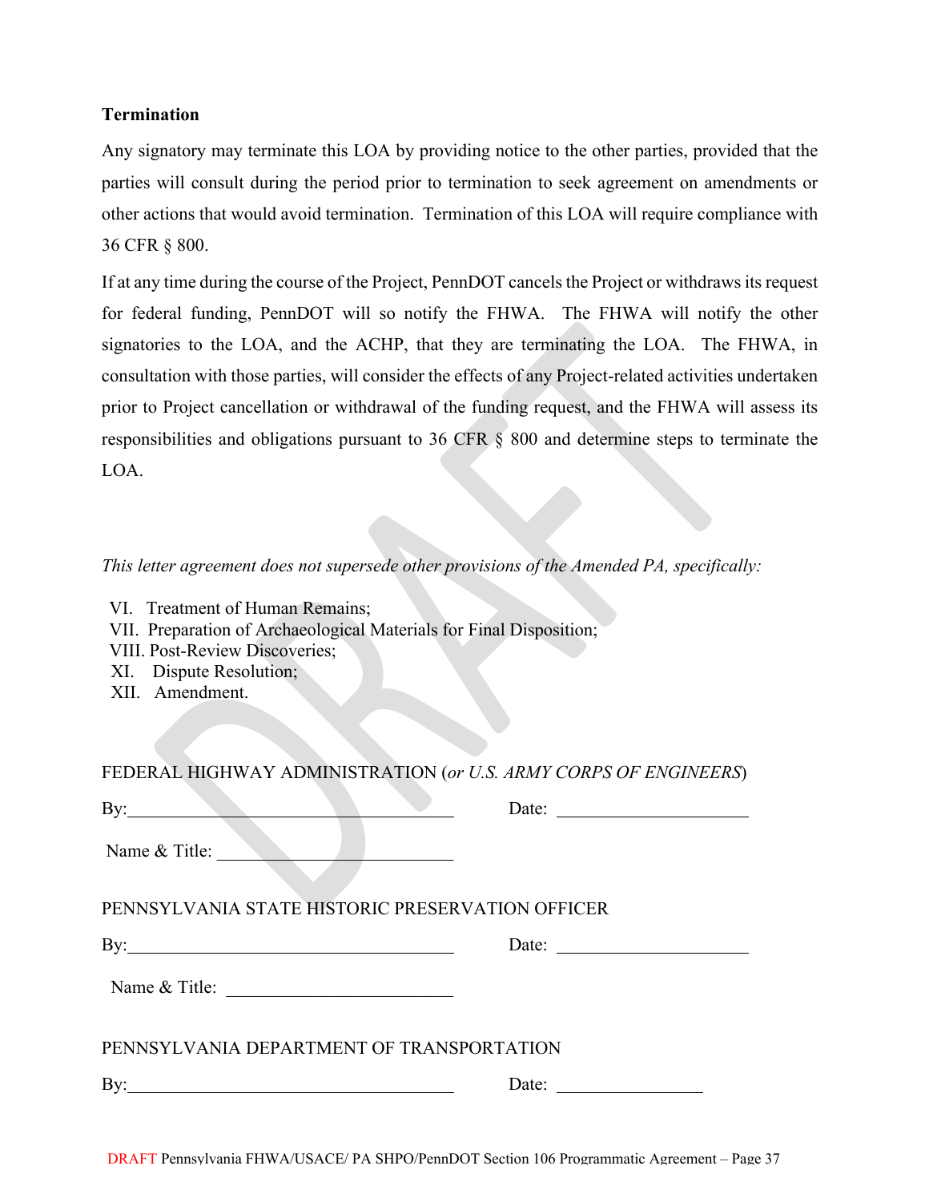**Termination**

Any signatory may terminate this LOA by providing notice to the other parties, provided that the parties will consult during the period prior to termination to seek agreement on amendments or other actions that would avoid termination. Termination of this LOA will require compliance with 36 CFR § 800.

If at any time during the course of the Project, PennDOT cancels the Project or withdraws its request for federal funding, PennDOT will so notify the FHWA. The FHWA will notify the other signatories to the LOA, and the ACHP, that they are terminating the LOA. The FHWA, in consultation with those parties, will consider the effects of any Project-related activities undertaken prior to Project cancellation or withdrawal of the funding request, and the FHWA will assess its responsibilities and obligations pursuant to 36 CFR § 800 and determine steps to terminate the LOA.

*This letter agreement does not supersede other provisions of the Amended PA, specifically:*

VI. Treatment of Human Remains;
VII. Preparation of Archaeological Materials for Final Disposition;
VIII. Post-Review Discoveries;
XI. Dispute Resolution;
XII. Amendment.

FEDERAL HIGHWAY ADMINISTRATION (*or U.S. ARMY CORPS OF ENGINEERS*)

By:_________________________________ Date: ____________________

Name & Title: ________________________

PENNSYLVANIA STATE HISTORIC PRESERVATION OFFICER

By:_________________________________ Date: ____________________

Name & Title: ________________________

PENNSYLVANIA DEPARTMENT OF TRANSPORTATION

By:_________________________________ Date: ________________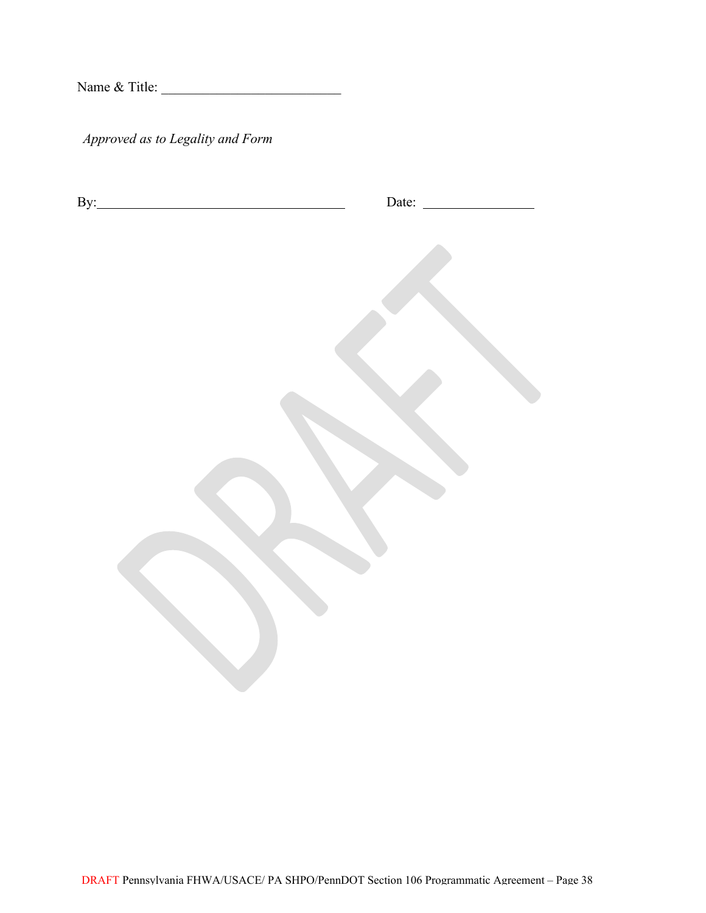Name & Title: __________________________

*Approved as to Legality and Form*

By:___________________________________ Date: ________________